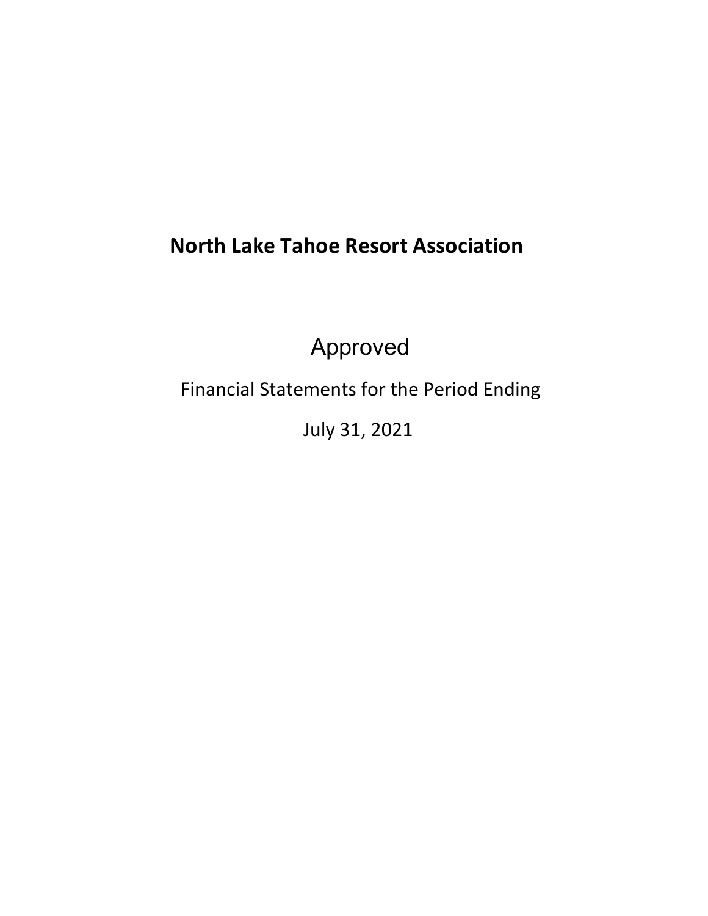# North Lake Tahoe Resort Association

Approved

Financial Statements for the Period Ending

July 31, 2021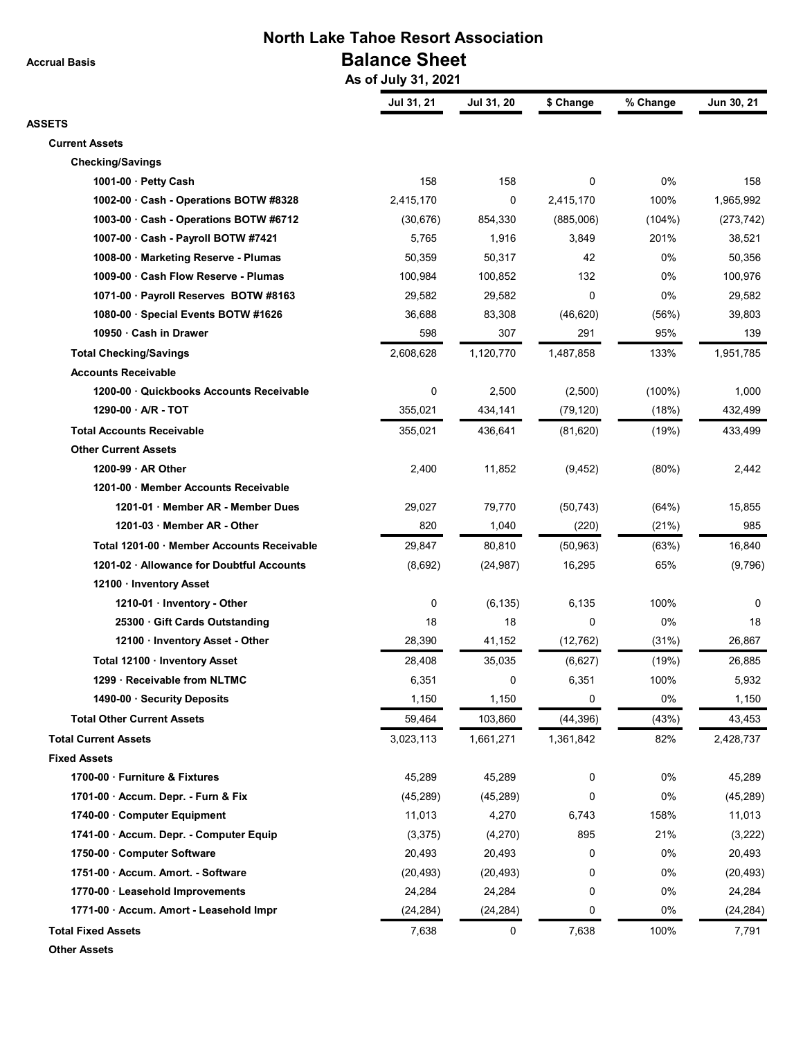# North Lake Tahoe Resort Association

## Balance Sheet

### As of July 31, 2021

Accrual Basis

| | Jul 31, 21 | Jul 31, 20 | $ Change | % Change | Jun 30, 21 |
|---|---|---|---|---|---|
| **ASSETS** | | | | | |
| **Current Assets** | | | | | |
| **Checking/Savings** | | | | | |
| 1001-00 · Petty Cash | 158 | 158 | 0 | 0% | 158 |
| 1002-00 · Cash - Operations BOTW #8328 | 2,415,170 | 0 | 2,415,170 | 100% | 1,965,992 |
| 1003-00 · Cash - Operations BOTW #6712 | (30,676) | 854,330 | (885,006) | (104%) | (273,742) |
| 1007-00 · Cash - Payroll BOTW #7421 | 5,765 | 1,916 | 3,849 | 201% | 38,521 |
| 1008-00 · Marketing Reserve - Plumas | 50,359 | 50,317 | 42 | 0% | 50,356 |
| 1009-00 · Cash Flow Reserve - Plumas | 100,984 | 100,852 | 132 | 0% | 100,976 |
| 1071-00 · Payroll Reserves BOTW #8163 | 29,582 | 29,582 | 0 | 0% | 29,582 |
| 1080-00 · Special Events BOTW #1626 | 36,688 | 83,308 | (46,620) | (56%) | 39,803 |
| 10950 · Cash in Drawer | 598 | 307 | 291 | 95% | 139 |
| **Total Checking/Savings** | 2,608,628 | 1,120,770 | 1,487,858 | 133% | 1,951,785 |
| **Accounts Receivable** | | | | | |
| 1200-00 · Quickbooks Accounts Receivable | 0 | 2,500 | (2,500) | (100%) | 1,000 |
| 1290-00 · A/R - TOT | 355,021 | 434,141 | (79,120) | (18%) | 432,499 |
| **Total Accounts Receivable** | 355,021 | 436,641 | (81,620) | (19%) | 433,499 |
| **Other Current Assets** | | | | | |
| 1200-99 · AR Other | 2,400 | 11,852 | (9,452) | (80%) | 2,442 |
| 1201-00 · Member Accounts Receivable | | | | | |
| 1201-01 · Member AR - Member Dues | 29,027 | 79,770 | (50,743) | (64%) | 15,855 |
| 1201-03 · Member AR - Other | 820 | 1,040 | (220) | (21%) | 985 |
| Total 1201-00 · Member Accounts Receivable | 29,847 | 80,810 | (50,963) | (63%) | 16,840 |
| 1201-02 · Allowance for Doubtful Accounts | (8,692) | (24,987) | 16,295 | 65% | (9,796) |
| 12100 · Inventory Asset | | | | | |
| 1210-01 · Inventory - Other | 0 | (6,135) | 6,135 | 100% | 0 |
| 25300 · Gift Cards Outstanding | 18 | 18 | 0 | 0% | 18 |
| 12100 · Inventory Asset - Other | 28,390 | 41,152 | (12,762) | (31%) | 26,867 |
| Total 12100 · Inventory Asset | 28,408 | 35,035 | (6,627) | (19%) | 26,885 |
| 1299 · Receivable from NLTMC | 6,351 | 0 | 6,351 | 100% | 5,932 |
| 1490-00 · Security Deposits | 1,150 | 1,150 | 0 | 0% | 1,150 |
| **Total Other Current Assets** | 59,464 | 103,860 | (44,396) | (43%) | 43,453 |
| **Total Current Assets** | 3,023,113 | 1,661,271 | 1,361,842 | 82% | 2,428,737 |
| **Fixed Assets** | | | | | |
| 1700-00 · Furniture & Fixtures | 45,289 | 45,289 | 0 | 0% | 45,289 |
| 1701-00 · Accum. Depr. - Furn & Fix | (45,289) | (45,289) | 0 | 0% | (45,289) |
| 1740-00 · Computer Equipment | 11,013 | 4,270 | 6,743 | 158% | 11,013 |
| 1741-00 · Accum. Depr. - Computer Equip | (3,375) | (4,270) | 895 | 21% | (3,222) |
| 1750-00 · Computer Software | 20,493 | 20,493 | 0 | 0% | 20,493 |
| 1751-00 · Accum. Amort. - Software | (20,493) | (20,493) | 0 | 0% | (20,493) |
| 1770-00 · Leasehold Improvements | 24,284 | 24,284 | 0 | 0% | 24,284 |
| 1771-00 · Accum. Amort - Leasehold Impr | (24,284) | (24,284) | 0 | 0% | (24,284) |
| **Total Fixed Assets** | 7,638 | 0 | 7,638 | 100% | 7,791 |
| **Other Assets** | | | | | |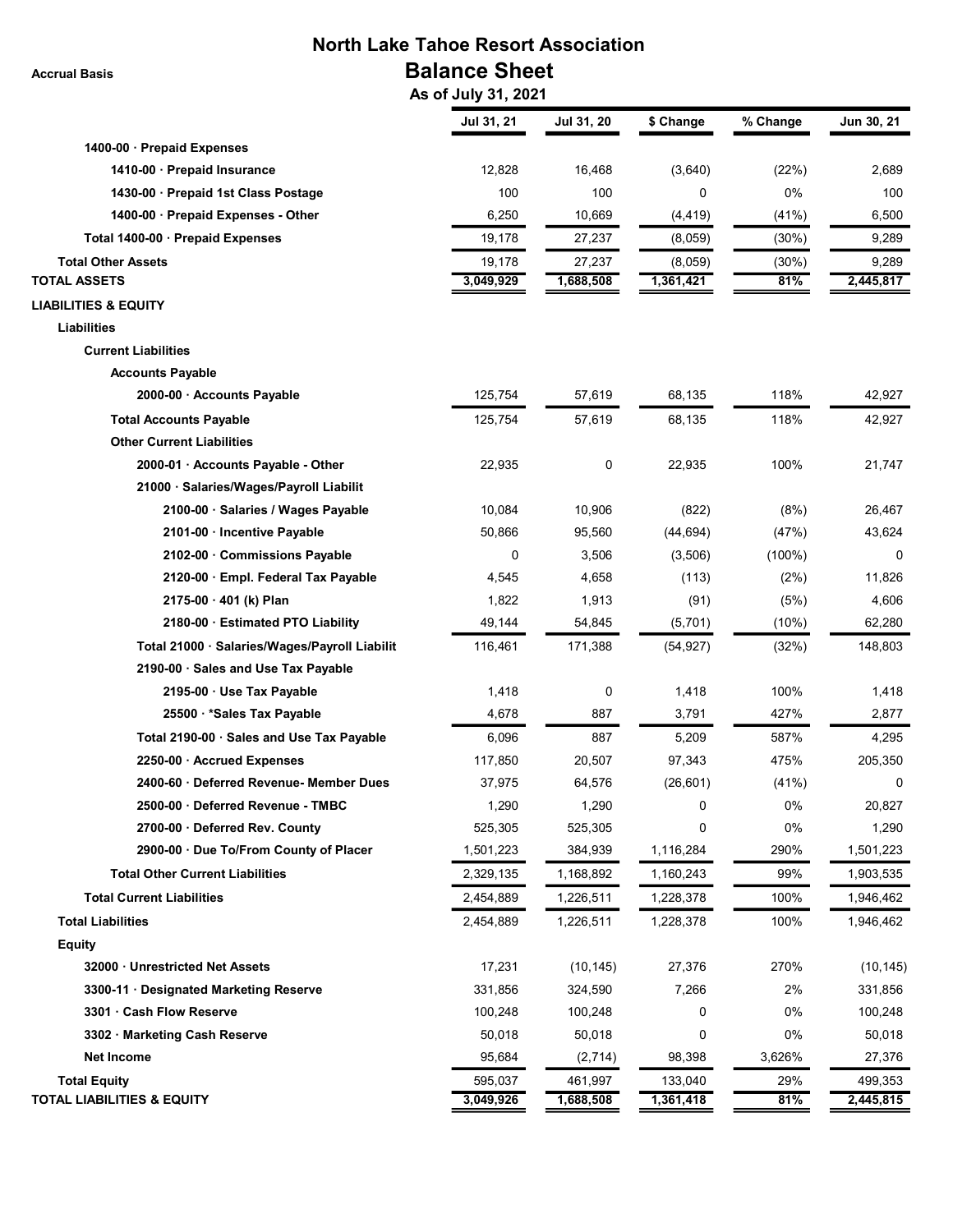# North Lake Tahoe Resort Association

## Balance Sheet

Accrual Basis

**As of July 31, 2021**

| | Jul 31, 21 | Jul 31, 20 | $ Change | % Change | Jun 30, 21 |
|---|---|---|---|---|---|
| **1400-00 · Prepaid Expenses** | | | | | |
| **1410-00 · Prepaid Insurance** | 12,828 | 16,468 | (3,640) | (22%) | 2,689 |
| **1430-00 · Prepaid 1st Class Postage** | 100 | 100 | 0 | 0% | 100 |
| **1400-00 · Prepaid Expenses - Other** | 6,250 | 10,669 | (4,419) | (41%) | 6,500 |
| **Total 1400-00 · Prepaid Expenses** | 19,178 | 27,237 | (8,059) | (30%) | 9,289 |
| **Total Other Assets** | 19,178 | 27,237 | (8,059) | (30%) | 9,289 |
| **TOTAL ASSETS** | 3,049,929 | 1,688,508 | 1,361,421 | 81% | 2,445,817 |
| **LIABILITIES & EQUITY** | | | | | |
| **Liabilities** | | | | | |
| **Current Liabilities** | | | | | |
| **Accounts Payable** | | | | | |
| **2000-00 · Accounts Payable** | 125,754 | 57,619 | 68,135 | 118% | 42,927 |
| **Total Accounts Payable** | 125,754 | 57,619 | 68,135 | 118% | 42,927 |
| **Other Current Liabilities** | | | | | |
| **2000-01 · Accounts Payable - Other** | 22,935 | 0 | 22,935 | 100% | 21,747 |
| **21000 · Salaries/Wages/Payroll Liabilit** | | | | | |
| **2100-00 · Salaries / Wages Payable** | 10,084 | 10,906 | (822) | (8%) | 26,467 |
| **2101-00 · Incentive Payable** | 50,866 | 95,560 | (44,694) | (47%) | 43,624 |
| **2102-00 · Commissions Payable** | 0 | 3,506 | (3,506) | (100%) | 0 |
| **2120-00 · Empl. Federal Tax Payable** | 4,545 | 4,658 | (113) | (2%) | 11,826 |
| **2175-00 · 401 (k) Plan** | 1,822 | 1,913 | (91) | (5%) | 4,606 |
| **2180-00 · Estimated PTO Liability** | 49,144 | 54,845 | (5,701) | (10%) | 62,280 |
| **Total 21000 · Salaries/Wages/Payroll Liabilit** | 116,461 | 171,388 | (54,927) | (32%) | 148,803 |
| **2190-00 · Sales and Use Tax Payable** | | | | | |
| **2195-00 · Use Tax Payable** | 1,418 | 0 | 1,418 | 100% | 1,418 |
| **25500 · *Sales Tax Payable** | 4,678 | 887 | 3,791 | 427% | 2,877 |
| **Total 2190-00 · Sales and Use Tax Payable** | 6,096 | 887 | 5,209 | 587% | 4,295 |
| **2250-00 · Accrued Expenses** | 117,850 | 20,507 | 97,343 | 475% | 205,350 |
| **2400-60 · Deferred Revenue- Member Dues** | 37,975 | 64,576 | (26,601) | (41%) | 0 |
| **2500-00 · Deferred Revenue - TMBC** | 1,290 | 1,290 | 0 | 0% | 20,827 |
| **2700-00 · Deferred Rev. County** | 525,305 | 525,305 | 0 | 0% | 1,290 |
| **2900-00 · Due To/From County of Placer** | 1,501,223 | 384,939 | 1,116,284 | 290% | 1,501,223 |
| **Total Other Current Liabilities** | 2,329,135 | 1,168,892 | 1,160,243 | 99% | 1,903,535 |
| **Total Current Liabilities** | 2,454,889 | 1,226,511 | 1,228,378 | 100% | 1,946,462 |
| **Total Liabilities** | 2,454,889 | 1,226,511 | 1,228,378 | 100% | 1,946,462 |
| **Equity** | | | | | |
| **32000 · Unrestricted Net Assets** | 17,231 | (10,145) | 27,376 | 270% | (10,145) |
| **3300-11 · Designated Marketing Reserve** | 331,856 | 324,590 | 7,266 | 2% | 331,856 |
| **3301 · Cash Flow Reserve** | 100,248 | 100,248 | 0 | 0% | 100,248 |
| **3302 · Marketing Cash Reserve** | 50,018 | 50,018 | 0 | 0% | 50,018 |
| **Net Income** | 95,684 | (2,714) | 98,398 | 3,626% | 27,376 |
| **Total Equity** | 595,037 | 461,997 | 133,040 | 29% | 499,353 |
| **TOTAL LIABILITIES & EQUITY** | 3,049,926 | 1,688,508 | 1,361,418 | 81% | 2,445,815 |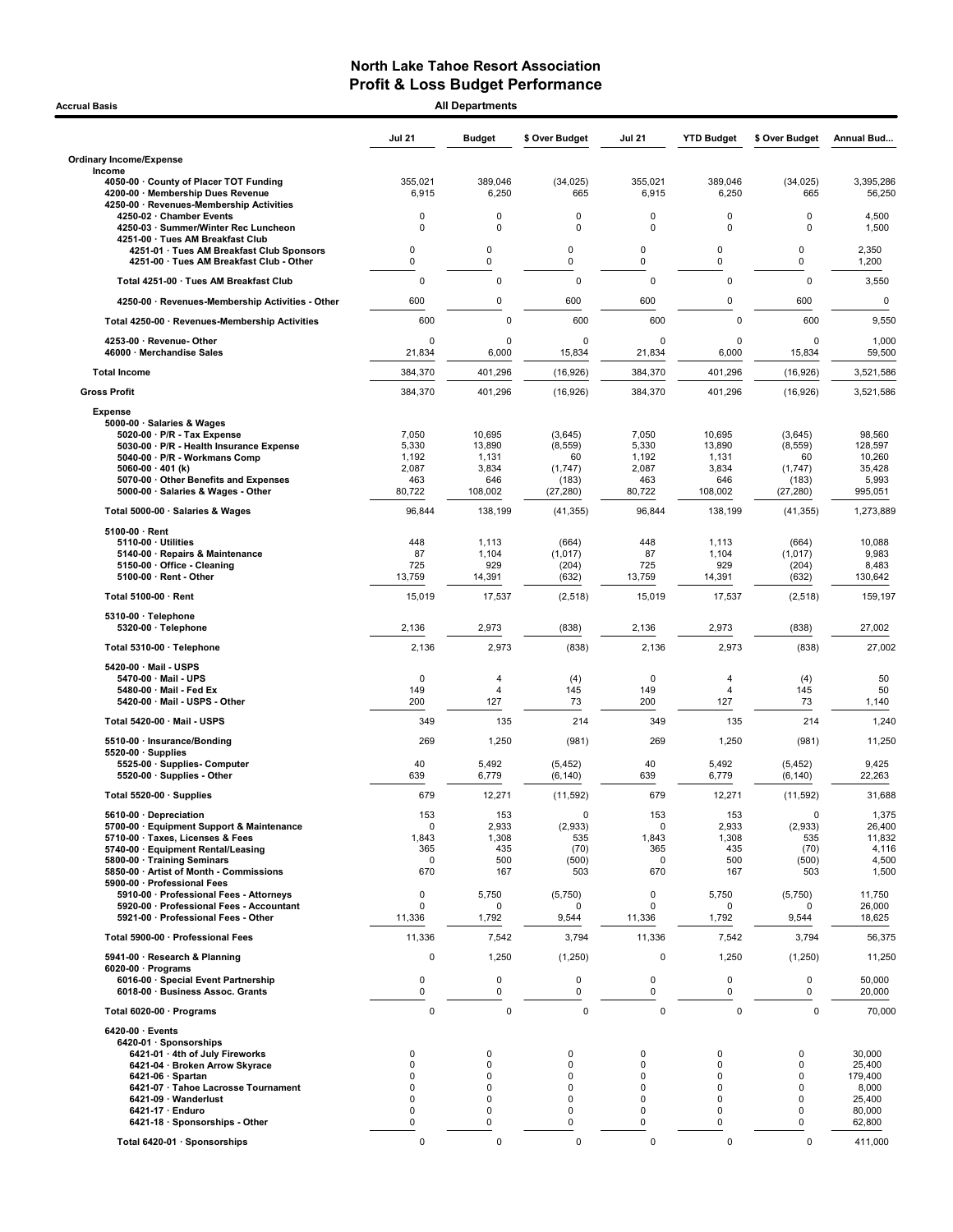# North Lake Tahoe Resort Association
## Profit & Loss Budget Performance

**Accrual Basis** — **All Departments**

| | Jul 21 | Budget | $ Over Budget | Jul 21 | YTD Budget | $ Over Budget | Annual Bud... |
|---|---|---|---|---|---|---|---|
| **Ordinary Income/Expense** | | | | | | | |
| Income | | | | | | | |
| 4050-00 · County of Placer TOT Funding | 355,021 | 389,046 | (34,025) | 355,021 | 389,046 | (34,025) | 3,395,286 |
| 4200-00 · Membership Dues Revenue | 6,915 | 6,250 | 665 | 6,915 | 6,250 | 665 | 56,250 |
| 4250-00 · Revenues-Membership Activities | | | | | | | |
| 4250-02 · Chamber Events | 0 | 0 | 0 | 0 | 0 | 0 | 4,500 |
| 4250-03 · Summer/Winter Rec Luncheon | 0 | 0 | 0 | 0 | 0 | 0 | 1,500 |
| 4251-00 · Tues AM Breakfast Club | | | | | | | |
| 4251-01 · Tues AM Breakfast Club Sponsors | 0 | 0 | 0 | 0 | 0 | 0 | 2,350 |
| 4251-00 · Tues AM Breakfast Club - Other | 0 | 0 | 0 | 0 | 0 | 0 | 1,200 |
| Total 4251-00 · Tues AM Breakfast Club | 0 | 0 | 0 | 0 | 0 | 0 | 3,550 |
| 4250-00 · Revenues-Membership Activities - Other | 600 | 0 | 600 | 600 | 0 | 600 | 0 |
| Total 4250-00 · Revenues-Membership Activities | 600 | 0 | 600 | 600 | 0 | 600 | 9,550 |
| 4253-00 · Revenue- Other | 0 | 0 | 0 | 0 | 0 | 0 | 1,000 |
| 46000 · Merchandise Sales | 21,834 | 6,000 | 15,834 | 21,834 | 6,000 | 15,834 | 59,500 |
| **Total Income** | 384,370 | 401,296 | (16,926) | 384,370 | 401,296 | (16,926) | 3,521,586 |
| **Gross Profit** | 384,370 | 401,296 | (16,926) | 384,370 | 401,296 | (16,926) | 3,521,586 |
| Expense | | | | | | | |
| 5000-00 · Salaries & Wages | | | | | | | |
| 5020-00 · P/R - Tax Expense | 7,050 | 10,695 | (3,645) | 7,050 | 10,695 | (3,645) | 98,560 |
| 5030-00 · P/R - Health Insurance Expense | 5,330 | 13,890 | (8,559) | 5,330 | 13,890 | (8,559) | 128,597 |
| 5040-00 · P/R - Workmans Comp | 1,192 | 1,131 | 60 | 1,192 | 1,131 | 60 | 10,260 |
| 5060-00 · 401 (k) | 2,087 | 3,834 | (1,747) | 2,087 | 3,834 | (1,747) | 35,428 |
| 5070-00 · Other Benefits and Expenses | 463 | 646 | (183) | 463 | 646 | (183) | 5,993 |
| 5000-00 · Salaries & Wages - Other | 80,722 | 108,002 | (27,280) | 80,722 | 108,002 | (27,280) | 995,051 |
| Total 5000-00 · Salaries & Wages | 96,844 | 138,199 | (41,355) | 96,844 | 138,199 | (41,355) | 1,273,889 |
| 5100-00 · Rent | | | | | | | |
| 5110-00 · Utilities | 448 | 1,113 | (664) | 448 | 1,113 | (664) | 10,088 |
| 5140-00 · Repairs & Maintenance | 87 | 1,104 | (1,017) | 87 | 1,104 | (1,017) | 9,983 |
| 5150-00 · Office - Cleaning | 725 | 929 | (204) | 725 | 929 | (204) | 8,483 |
| 5100-00 · Rent - Other | 13,759 | 14,391 | (632) | 13,759 | 14,391 | (632) | 130,642 |
| Total 5100-00 · Rent | 15,019 | 17,537 | (2,518) | 15,019 | 17,537 | (2,518) | 159,197 |
| 5310-00 · Telephone | | | | | | | |
| 5320-00 · Telephone | 2,136 | 2,973 | (838) | 2,136 | 2,973 | (838) | 27,002 |
| Total 5310-00 · Telephone | 2,136 | 2,973 | (838) | 2,136 | 2,973 | (838) | 27,002 |
| 5420-00 · Mail - USPS | | | | | | | |
| 5470-00 · Mail - UPS | 0 | 4 | (4) | 0 | 4 | (4) | 50 |
| 5480-00 · Mail - Fed Ex | 149 | 4 | 145 | 149 | 4 | 145 | 50 |
| 5420-00 · Mail - USPS - Other | 200 | 127 | 73 | 200 | 127 | 73 | 1,140 |
| Total 5420-00 · Mail - USPS | 349 | 135 | 214 | 349 | 135 | 214 | 1,240 |
| 5510-00 · Insurance/Bonding | 269 | 1,250 | (981) | 269 | 1,250 | (981) | 11,250 |
| 5520-00 · Supplies | | | | | | | |
| 5525-00 · Supplies- Computer | 40 | 5,492 | (5,452) | 40 | 5,492 | (5,452) | 9,425 |
| 5520-00 · Supplies - Other | 639 | 6,779 | (6,140) | 639 | 6,779 | (6,140) | 22,263 |
| Total 5520-00 · Supplies | 679 | 12,271 | (11,592) | 679 | 12,271 | (11,592) | 31,688 |
| 5610-00 · Depreciation | 153 | 153 | 0 | 153 | 153 | 0 | 1,375 |
| 5700-00 · Equipment Support & Maintenance | 0 | 2,933 | (2,933) | 0 | 2,933 | (2,933) | 26,400 |
| 5710-00 · Taxes, Licenses & Fees | 1,843 | 1,308 | 535 | 1,843 | 1,308 | 535 | 11,832 |
| 5740-00 · Equipment Rental/Leasing | 365 | 435 | (70) | 365 | 435 | (70) | 4,116 |
| 5800-00 · Training Seminars | 0 | 500 | (500) | 0 | 500 | (500) | 4,500 |
| 5850-00 · Artist of Month - Commissions | 670 | 167 | 503 | 670 | 167 | 503 | 1,500 |
| 5900-00 · Professional Fees | | | | | | | |
| 5910-00 · Professional Fees - Attorneys | 0 | 5,750 | (5,750) | 0 | 5,750 | (5,750) | 11,750 |
| 5920-00 · Professional Fees - Accountant | 0 | 0 | 0 | 0 | 0 | 0 | 26,000 |
| 5921-00 · Professional Fees - Other | 11,336 | 1,792 | 9,544 | 11,336 | 1,792 | 9,544 | 18,625 |
| Total 5900-00 · Professional Fees | 11,336 | 7,542 | 3,794 | 11,336 | 7,542 | 3,794 | 56,375 |
| 5941-00 · Research & Planning | 0 | 1,250 | (1,250) | 0 | 1,250 | (1,250) | 11,250 |
| 6020-00 · Programs | | | | | | | |
| 6016-00 · Special Event Partnership | 0 | 0 | 0 | 0 | 0 | 0 | 50,000 |
| 6018-00 · Business Assoc. Grants | 0 | 0 | 0 | 0 | 0 | 0 | 20,000 |
| Total 6020-00 · Programs | 0 | 0 | 0 | 0 | 0 | 0 | 70,000 |
| 6420-00 · Events | | | | | | | |
| 6420-01 · Sponsorships | | | | | | | |
| 6421-01 · 4th of July Fireworks | 0 | 0 | 0 | 0 | 0 | 0 | 30,000 |
| 6421-04 · Broken Arrow Skyrace | 0 | 0 | 0 | 0 | 0 | 0 | 25,400 |
| 6421-06 · Spartan | 0 | 0 | 0 | 0 | 0 | 0 | 179,400 |
| 6421-07 · Tahoe Lacrosse Tournament | 0 | 0 | 0 | 0 | 0 | 0 | 8,000 |
| 6421-09 · Wanderlust | 0 | 0 | 0 | 0 | 0 | 0 | 25,400 |
| 6421-17 · Enduro | 0 | 0 | 0 | 0 | 0 | 0 | 80,000 |
| 6421-18 · Sponsorships - Other | 0 | 0 | 0 | 0 | 0 | 0 | 62,800 |
| Total 6420-01 · Sponsorships | 0 | 0 | 0 | 0 | 0 | 0 | 411,000 |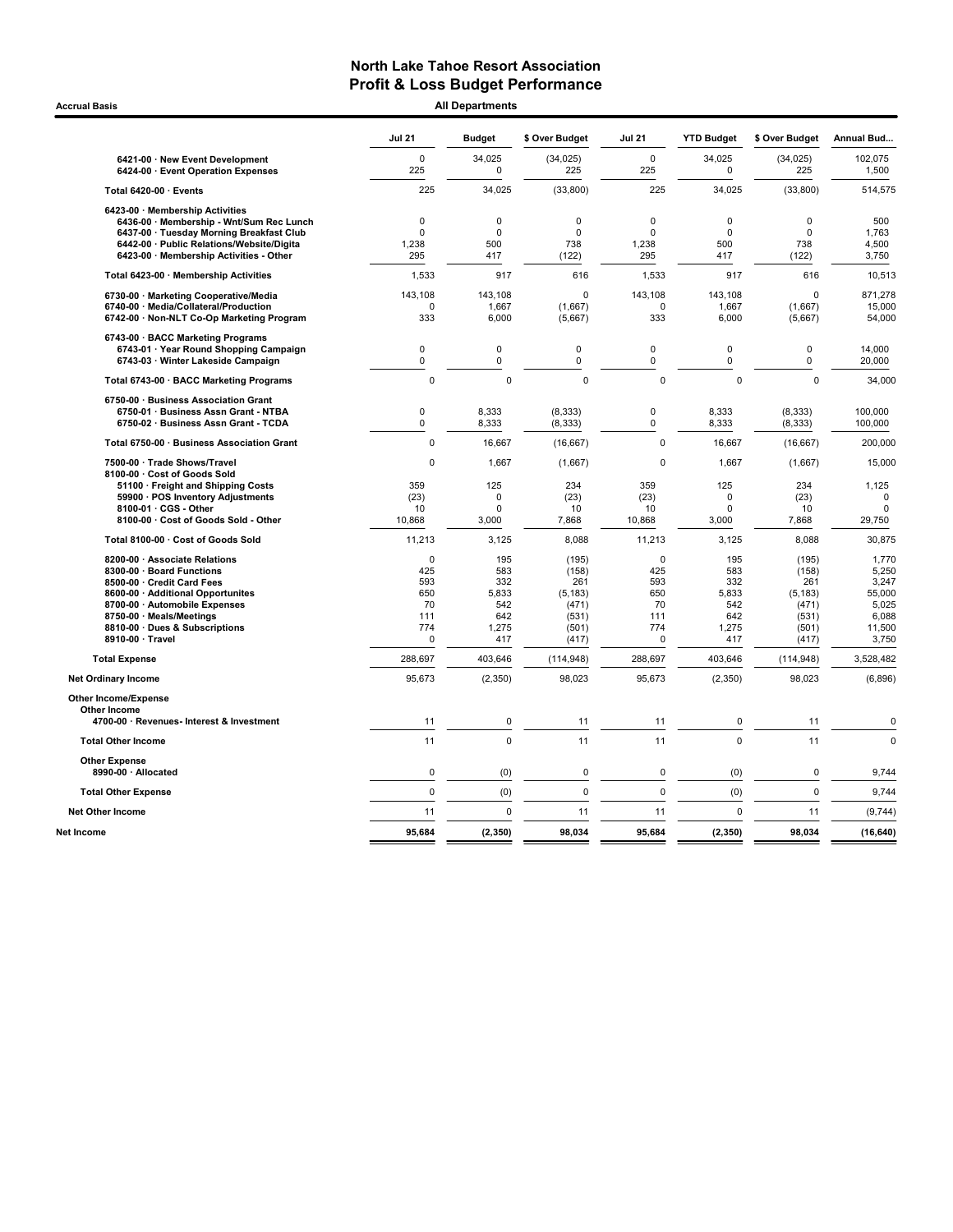# North Lake Tahoe Resort Association
## Profit & Loss Budget Performance

**Accrual Basis** — **All Departments**

| | Jul 21 | Budget | $ Over Budget | Jul 21 | YTD Budget | $ Over Budget | Annual Bud... |
|---|---|---|---|---|---|---|---|
| 6421-00 · New Event Development | 0 | 34,025 | (34,025) | 0 | 34,025 | (34,025) | 102,075 |
| 6424-00 · Event Operation Expenses | 225 | 0 | 225 | 225 | 0 | 225 | 1,500 |
| **Total 6420-00 · Events** | 225 | 34,025 | (33,800) | 225 | 34,025 | (33,800) | 514,575 |
| 6423-00 · Membership Activities | | | | | | | |
| 6436-00 · Membership - Wnt/Sum Rec Lunch | 0 | 0 | 0 | 0 | 0 | 0 | 500 |
| 6437-00 · Tuesday Morning Breakfast Club | 0 | 0 | 0 | 0 | 0 | 0 | 1,763 |
| 6442-00 · Public Relations/Website/Digita | 1,238 | 500 | 738 | 1,238 | 500 | 738 | 4,500 |
| 6423-00 · Membership Activities - Other | 295 | 417 | (122) | 295 | 417 | (122) | 3,750 |
| **Total 6423-00 · Membership Activities** | 1,533 | 917 | 616 | 1,533 | 917 | 616 | 10,513 |
| 6730-00 · Marketing Cooperative/Media | 143,108 | 143,108 | 0 | 143,108 | 143,108 | 0 | 871,278 |
| 6740-00 · Media/Collateral/Production | 0 | 1,667 | (1,667) | 0 | 1,667 | (1,667) | 15,000 |
| 6742-00 · Non-NLT Co-Op Marketing Program | 333 | 6,000 | (5,667) | 333 | 6,000 | (5,667) | 54,000 |
| 6743-00 · BACC Marketing Programs | | | | | | | |
| 6743-01 · Year Round Shopping Campaign | 0 | 0 | 0 | 0 | 0 | 0 | 14,000 |
| 6743-03 · Winter Lakeside Campaign | 0 | 0 | 0 | 0 | 0 | 0 | 20,000 |
| **Total 6743-00 · BACC Marketing Programs** | 0 | 0 | 0 | 0 | 0 | 0 | 34,000 |
| 6750-00 · Business Association Grant | | | | | | | |
| 6750-01 · Business Assn Grant - NTBA | 0 | 8,333 | (8,333) | 0 | 8,333 | (8,333) | 100,000 |
| 6750-02 · Business Assn Grant - TCDA | 0 | 8,333 | (8,333) | 0 | 8,333 | (8,333) | 100,000 |
| **Total 6750-00 · Business Association Grant** | 0 | 16,667 | (16,667) | 0 | 16,667 | (16,667) | 200,000 |
| 7500-00 · Trade Shows/Travel | 0 | 1,667 | (1,667) | 0 | 1,667 | (1,667) | 15,000 |
| 8100-00 · Cost of Goods Sold | | | | | | | |
| 51100 · Freight and Shipping Costs | 359 | 125 | 234 | 359 | 125 | 234 | 1,125 |
| 59900 · POS Inventory Adjustments | (23) | 0 | (23) | (23) | 0 | (23) | 0 |
| 8100-01 · CGS - Other | 10 | 0 | 10 | 10 | 0 | 10 | 0 |
| 8100-00 · Cost of Goods Sold - Other | 10,868 | 3,000 | 7,868 | 10,868 | 3,000 | 7,868 | 29,750 |
| **Total 8100-00 · Cost of Goods Sold** | 11,213 | 3,125 | 8,088 | 11,213 | 3,125 | 8,088 | 30,875 |
| 8200-00 · Associate Relations | 0 | 195 | (195) | 0 | 195 | (195) | 1,770 |
| 8300-00 · Board Functions | 425 | 583 | (158) | 425 | 583 | (158) | 5,250 |
| 8500-00 · Credit Card Fees | 593 | 332 | 261 | 593 | 332 | 261 | 3,247 |
| 8600-00 · Additional Opportunites | 650 | 5,833 | (5,183) | 650 | 5,833 | (5,183) | 55,000 |
| 8700-00 · Automobile Expenses | 70 | 542 | (471) | 70 | 542 | (471) | 5,025 |
| 8750-00 · Meals/Meetings | 111 | 642 | (531) | 111 | 642 | (531) | 6,088 |
| 8810-00 · Dues & Subscriptions | 774 | 1,275 | (501) | 774 | 1,275 | (501) | 11,500 |
| 8910-00 · Travel | 0 | 417 | (417) | 0 | 417 | (417) | 3,750 |
| **Total Expense** | 288,697 | 403,646 | (114,948) | 288,697 | 403,646 | (114,948) | 3,528,482 |
| **Net Ordinary Income** | 95,673 | (2,350) | 98,023 | 95,673 | (2,350) | 98,023 | (6,896) |
| **Other Income/Expense** | | | | | | | |
| **Other Income** | | | | | | | |
| 4700-00 · Revenues- Interest & Investment | 11 | 0 | 11 | 11 | 0 | 11 | 0 |
| **Total Other Income** | 11 | 0 | 11 | 11 | 0 | 11 | 0 |
| **Other Expense** | | | | | | | |
| 8990-00 · Allocated | 0 | (0) | 0 | 0 | (0) | 0 | 9,744 |
| **Total Other Expense** | 0 | (0) | 0 | 0 | (0) | 0 | 9,744 |
| **Net Other Income** | 11 | 0 | 11 | 11 | 0 | 11 | (9,744) |
| **Net Income** | **95,684** | **(2,350)** | **98,034** | **95,684** | **(2,350)** | **98,034** | **(16,640)** |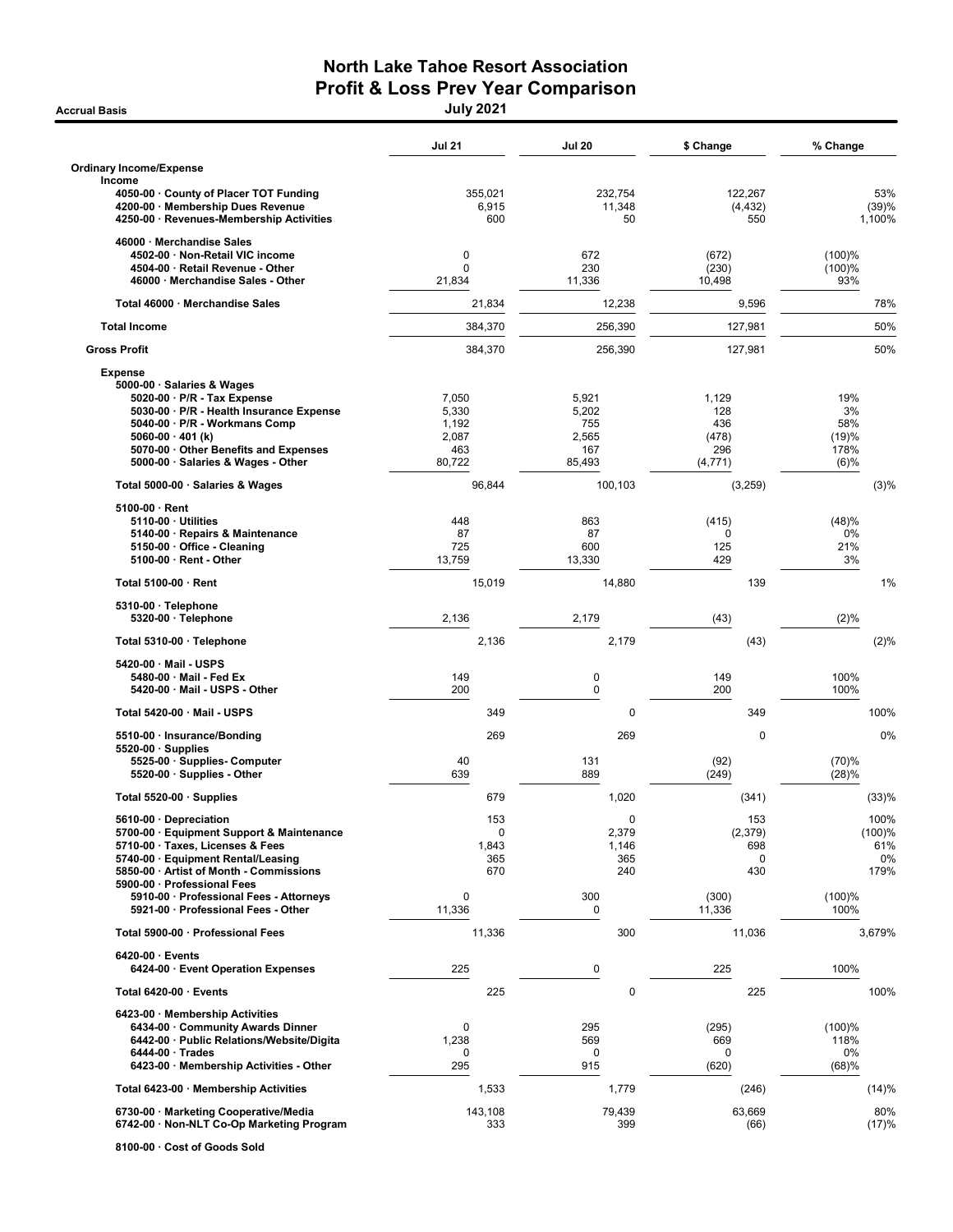# North Lake Tahoe Resort Association
## Profit & Loss Prev Year Comparison
### July 2021

Accrual Basis

| | Jul 21 | Jul 20 | $ Change | % Change |
|---|---|---|---|---|
| **Ordinary Income/Expense** | | | | |
| **Income** | | | | |
| 4050-00 · County of Placer TOT Funding | 355,021 | 232,754 | 122,267 | 53% |
| 4200-00 · Membership Dues Revenue | 6,915 | 11,348 | (4,432) | (39)% |
| 4250-00 · Revenues-Membership Activities | 600 | 50 | 550 | 1,100% |
| 46000 · Merchandise Sales | | | | |
| 4502-00 · Non-Retail VIC income | 0 | 672 | (672) | (100)% |
| 4504-00 · Retail Revenue - Other | 0 | 230 | (230) | (100)% |
| 46000 · Merchandise Sales - Other | 21,834 | 11,336 | 10,498 | 93% |
| **Total 46000 · Merchandise Sales** | 21,834 | 12,238 | 9,596 | 78% |
| **Total Income** | 384,370 | 256,390 | 127,981 | 50% |
| **Gross Profit** | 384,370 | 256,390 | 127,981 | 50% |
| **Expense** | | | | |
| 5000-00 · Salaries & Wages | | | | |
| 5020-00 · P/R - Tax Expense | 7,050 | 5,921 | 1,129 | 19% |
| 5030-00 · P/R - Health Insurance Expense | 5,330 | 5,202 | 128 | 3% |
| 5040-00 · P/R - Workmans Comp | 1,192 | 755 | 436 | 58% |
| 5060-00 · 401 (k) | 2,087 | 2,565 | (478) | (19)% |
| 5070-00 · Other Benefits and Expenses | 463 | 167 | 296 | 178% |
| 5000-00 · Salaries & Wages - Other | 80,722 | 85,493 | (4,771) | (6)% |
| **Total 5000-00 · Salaries & Wages** | 96,844 | 100,103 | (3,259) | (3)% |
| 5100-00 · Rent | | | | |
| 5110-00 · Utilities | 448 | 863 | (415) | (48)% |
| 5140-00 · Repairs & Maintenance | 87 | 87 | 0 | 0% |
| 5150-00 · Office - Cleaning | 725 | 600 | 125 | 21% |
| 5100-00 · Rent - Other | 13,759 | 13,330 | 429 | 3% |
| **Total 5100-00 · Rent** | 15,019 | 14,880 | 139 | 1% |
| 5310-00 · Telephone | | | | |
| 5320-00 · Telephone | 2,136 | 2,179 | (43) | (2)% |
| **Total 5310-00 · Telephone** | 2,136 | 2,179 | (43) | (2)% |
| 5420-00 · Mail - USPS | | | | |
| 5480-00 · Mail - Fed Ex | 149 | 0 | 149 | 100% |
| 5420-00 · Mail - USPS - Other | 200 | 0 | 200 | 100% |
| **Total 5420-00 · Mail - USPS** | 349 | 0 | 349 | 100% |
| 5510-00 · Insurance/Bonding | 269 | 269 | 0 | 0% |
| 5520-00 · Supplies | | | | |
| 5525-00 · Supplies- Computer | 40 | 131 | (92) | (70)% |
| 5520-00 · Supplies - Other | 639 | 889 | (249) | (28)% |
| **Total 5520-00 · Supplies** | 679 | 1,020 | (341) | (33)% |
| 5610-00 · Depreciation | 153 | 0 | 153 | 100% |
| 5700-00 · Equipment Support & Maintenance | 0 | 2,379 | (2,379) | (100)% |
| 5710-00 · Taxes, Licenses & Fees | 1,843 | 1,146 | 698 | 61% |
| 5740-00 · Equipment Rental/Leasing | 365 | 365 | 0 | 0% |
| 5850-00 · Artist of Month - Commissions | 670 | 240 | 430 | 179% |
| 5900-00 · Professional Fees | | | | |
| 5910-00 · Professional Fees - Attorneys | 0 | 300 | (300) | (100)% |
| 5921-00 · Professional Fees - Other | 11,336 | 0 | 11,336 | 100% |
| **Total 5900-00 · Professional Fees** | 11,336 | 300 | 11,036 | 3,679% |
| 6420-00 · Events | | | | |
| 6424-00 · Event Operation Expenses | 225 | 0 | 225 | 100% |
| **Total 6420-00 · Events** | 225 | 0 | 225 | 100% |
| 6423-00 · Membership Activities | | | | |
| 6434-00 · Community Awards Dinner | 0 | 295 | (295) | (100)% |
| 6442-00 · Public Relations/Website/Digita | 1,238 | 569 | 669 | 118% |
| 6444-00 · Trades | 0 | 0 | 0 | 0% |
| 6423-00 · Membership Activities - Other | 295 | 915 | (620) | (68)% |
| **Total 6423-00 · Membership Activities** | 1,533 | 1,779 | (246) | (14)% |
| 6730-00 · Marketing Cooperative/Media | 143,108 | 79,439 | 63,669 | 80% |
| 6742-00 · Non-NLT Co-Op Marketing Program | 333 | 399 | (66) | (17)% |
| 8100-00 · Cost of Goods Sold | | | | |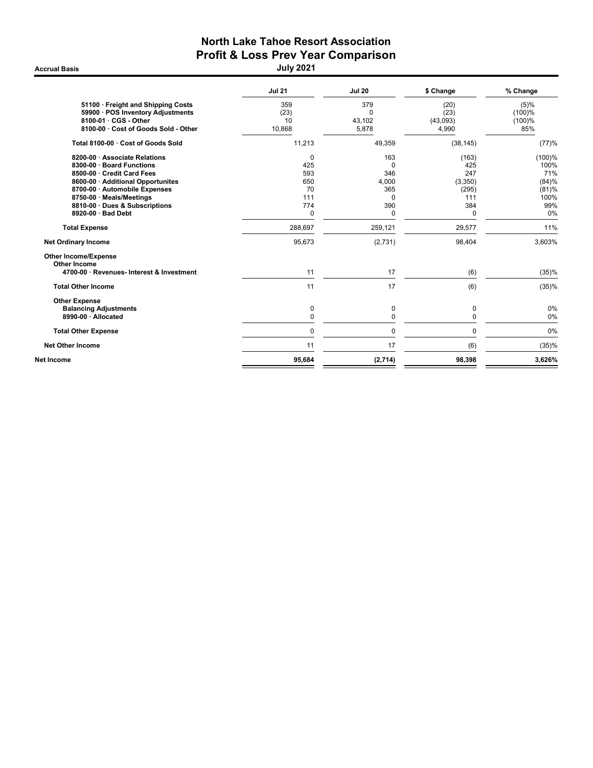# North Lake Tahoe Resort Association
## Profit & Loss Prev Year Comparison
### July 2021

Accrual Basis

| | Jul 21 | Jul 20 | $ Change | % Change |
|---|---|---|---|---|
| 51100 · Freight and Shipping Costs | 359 | 379 | (20) | (5)% |
| 59900 · POS Inventory Adjustments | (23) | 0 | (23) | (100)% |
| 8100-01 · CGS - Other | 10 | 43,102 | (43,093) | (100)% |
| 8100-00 · Cost of Goods Sold - Other | 10,868 | 5,878 | 4,990 | 85% |
| **Total 8100-00 · Cost of Goods Sold** | 11,213 | 49,359 | (38,145) | (77)% |
| 8200-00 · Associate Relations | 0 | 163 | (163) | (100)% |
| 8300-00 · Board Functions | 425 | 0 | 425 | 100% |
| 8500-00 · Credit Card Fees | 593 | 346 | 247 | 71% |
| 8600-00 · Additional Opportunites | 650 | 4,000 | (3,350) | (84)% |
| 8700-00 · Automobile Expenses | 70 | 365 | (295) | (81)% |
| 8750-00 · Meals/Meetings | 111 | 0 | 111 | 100% |
| 8810-00 · Dues & Subscriptions | 774 | 390 | 384 | 99% |
| 8920-00 · Bad Debt | 0 | 0 | 0 | 0% |
| **Total Expense** | 288,697 | 259,121 | 29,577 | 11% |
| **Net Ordinary Income** | 95,673 | (2,731) | 98,404 | 3,603% |
| **Other Income/Expense** | | | | |
| **Other Income** | | | | |
| 4700-00 · Revenues- Interest & Investment | 11 | 17 | (6) | (35)% |
| **Total Other Income** | 11 | 17 | (6) | (35)% |
| **Other Expense** | | | | |
| **Balancing Adjustments** | 0 | 0 | 0 | 0% |
| 8990-00 · Allocated | 0 | 0 | 0 | 0% |
| **Total Other Expense** | 0 | 0 | 0 | 0% |
| **Net Other Income** | 11 | 17 | (6) | (35)% |
| **Net Income** | **95,684** | **(2,714)** | **98,398** | **3,626%** |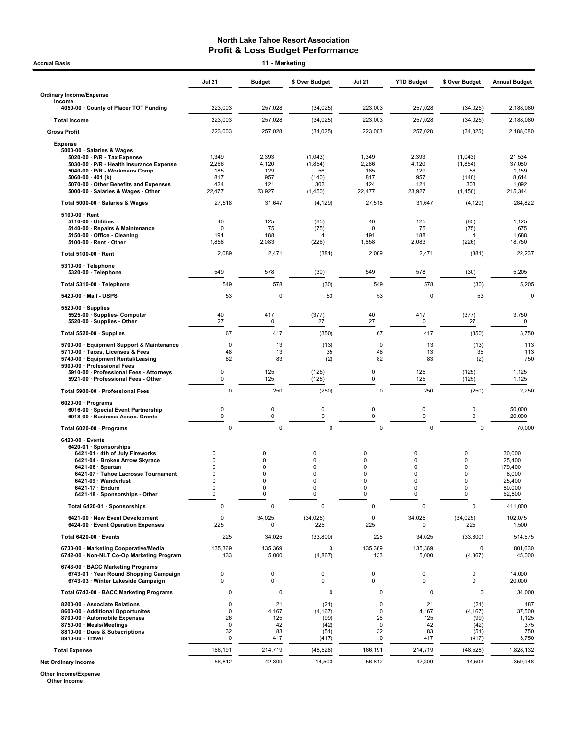# North Lake Tahoe Resort Association
## Profit & Loss Budget Performance

**Accrual Basis** — **11 - Marketing**

| | Jul 21 | Budget | $ Over Budget | Jul 21 | YTD Budget | $ Over Budget | Annual Budget |
|---|---|---|---|---|---|---|---|
| **Ordinary Income/Expense** | | | | | | | |
| **Income** | | | | | | | |
| 4050-00 · County of Placer TOT Funding | 223,003 | 257,028 | (34,025) | 223,003 | 257,028 | (34,025) | 2,188,080 |
| **Total Income** | 223,003 | 257,028 | (34,025) | 223,003 | 257,028 | (34,025) | 2,188,080 |
| **Gross Profit** | 223,003 | 257,028 | (34,025) | 223,003 | 257,028 | (34,025) | 2,188,080 |
| **Expense** | | | | | | | |
| 5000-00 · Salaries & Wages | | | | | | | |
| 5020-00 · P/R - Tax Expense | 1,349 | 2,393 | (1,043) | 1,349 | 2,393 | (1,043) | 21,534 |
| 5030-00 · P/R - Health Insurance Expense | 2,266 | 4,120 | (1,854) | 2,266 | 4,120 | (1,854) | 37,080 |
| 5040-00 · P/R - Workmans Comp | 185 | 129 | 56 | 185 | 129 | 56 | 1,159 |
| 5060-00 · 401 (k) | 817 | 957 | (140) | 817 | 957 | (140) | 8,614 |
| 5070-00 · Other Benefits and Expenses | 424 | 121 | 303 | 424 | 121 | 303 | 1,092 |
| 5000-00 · Salaries & Wages - Other | 22,477 | 23,927 | (1,450) | 22,477 | 23,927 | (1,450) | 215,344 |
| Total 5000-00 · Salaries & Wages | 27,518 | 31,647 | (4,129) | 27,518 | 31,647 | (4,129) | 284,822 |
| 5100-00 · Rent | | | | | | | |
| 5110-00 · Utilities | 40 | 125 | (85) | 40 | 125 | (85) | 1,125 |
| 5140-00 · Repairs & Maintenance | 0 | 75 | (75) | 0 | 75 | (75) | 675 |
| 5150-00 · Office - Cleaning | 191 | 188 | 4 | 191 | 188 | 4 | 1,688 |
| 5100-00 · Rent - Other | 1,858 | 2,083 | (226) | 1,858 | 2,083 | (226) | 18,750 |
| Total 5100-00 · Rent | 2,089 | 2,471 | (381) | 2,089 | 2,471 | (381) | 22,237 |
| 5310-00 · Telephone | | | | | | | |
| 5320-00 · Telephone | 549 | 578 | (30) | 549 | 578 | (30) | 5,205 |
| Total 5310-00 · Telephone | 549 | 578 | (30) | 549 | 578 | (30) | 5,205 |
| 5420-00 · Mail - USPS | 53 | 0 | 53 | 53 | 0 | 53 | 0 |
| 5520-00 · Supplies | | | | | | | |
| 5525-00 · Supplies- Computer | 40 | 417 | (377) | 40 | 417 | (377) | 3,750 |
| 5520-00 · Supplies - Other | 27 | 0 | 27 | 27 | 0 | 27 | 0 |
| Total 5520-00 · Supplies | 67 | 417 | (350) | 67 | 417 | (350) | 3,750 |
| 5700-00 · Equipment Support & Maintenance | 0 | 13 | (13) | 0 | 13 | (13) | 113 |
| 5710-00 · Taxes, Licenses & Fees | 48 | 13 | 35 | 48 | 13 | 35 | 113 |
| 5740-00 · Equipment Rental/Leasing | 82 | 83 | (2) | 82 | 83 | (2) | 750 |
| 5900-00 · Professional Fees | | | | | | | |
| 5910-00 · Professional Fees - Attorneys | 0 | 125 | (125) | 0 | 125 | (125) | 1,125 |
| 5921-00 · Professional Fees - Other | 0 | 125 | (125) | 0 | 125 | (125) | 1,125 |
| Total 5900-00 · Professional Fees | 0 | 250 | (250) | 0 | 250 | (250) | 2,250 |
| 6020-00 · Programs | | | | | | | |
| 6016-00 · Special Event Partnership | 0 | 0 | 0 | 0 | 0 | 0 | 50,000 |
| 6018-00 · Business Assoc. Grants | 0 | 0 | 0 | 0 | 0 | 0 | 20,000 |
| Total 6020-00 · Programs | 0 | 0 | 0 | 0 | 0 | 0 | 70,000 |
| 6420-00 · Events | | | | | | | |
| 6420-01 · Sponsorships | | | | | | | |
| 6421-01 · 4th of July Fireworks | 0 | 0 | 0 | 0 | 0 | 0 | 30,000 |
| 6421-04 · Broken Arrow Skyrace | 0 | 0 | 0 | 0 | 0 | 0 | 25,400 |
| 6421-06 · Spartan | 0 | 0 | 0 | 0 | 0 | 0 | 179,400 |
| 6421-07 · Tahoe Lacrosse Tournament | 0 | 0 | 0 | 0 | 0 | 0 | 8,000 |
| 6421-09 · Wanderlust | 0 | 0 | 0 | 0 | 0 | 0 | 25,400 |
| 6421-17 · Enduro | 0 | 0 | 0 | 0 | 0 | 0 | 80,000 |
| 6421-18 · Sponsorships - Other | 0 | 0 | 0 | 0 | 0 | 0 | 62,800 |
| Total 6420-01 · Sponsorships | 0 | 0 | 0 | 0 | 0 | 0 | 411,000 |
| 6421-00 · New Event Development | 0 | 34,025 | (34,025) | 0 | 34,025 | (34,025) | 102,075 |
| 6424-00 · Event Operation Expenses | 225 | 0 | 225 | 225 | 0 | 225 | 1,500 |
| Total 6420-00 · Events | 225 | 34,025 | (33,800) | 225 | 34,025 | (33,800) | 514,575 |
| 6730-00 · Marketing Cooperative/Media | 135,369 | 135,369 | 0 | 135,369 | 135,369 | 0 | 801,630 |
| 6742-00 · Non-NLT Co-Op Marketing Program | 133 | 5,000 | (4,867) | 133 | 5,000 | (4,867) | 45,000 |
| 6743-00 · BACC Marketing Programs | | | | | | | |
| 6743-01 · Year Round Shopping Campaign | 0 | 0 | 0 | 0 | 0 | 0 | 14,000 |
| 6743-03 · Winter Lakeside Campaign | 0 | 0 | 0 | 0 | 0 | 0 | 20,000 |
| Total 6743-00 · BACC Marketing Programs | 0 | 0 | 0 | 0 | 0 | 0 | 34,000 |
| 8200-00 · Associate Relations | 0 | 21 | (21) | 0 | 21 | (21) | 187 |
| 8600-00 · Additional Opportunites | 0 | 4,167 | (4,167) | 0 | 4,167 | (4,167) | 37,500 |
| 8700-00 · Automobile Expenses | 26 | 125 | (99) | 26 | 125 | (99) | 1,125 |
| 8750-00 · Meals/Meetings | 0 | 42 | (42) | 0 | 42 | (42) | 375 |
| 8810-00 · Dues & Subscriptions | 32 | 83 | (51) | 32 | 83 | (51) | 750 |
| 8910-00 · Travel | 0 | 417 | (417) | 0 | 417 | (417) | 3,750 |
| **Total Expense** | 166,191 | 214,719 | (48,528) | 166,191 | 214,719 | (48,528) | 1,828,132 |
| **Net Ordinary Income** | 56,812 | 42,309 | 14,503 | 56,812 | 42,309 | 14,503 | 359,948 |
| **Other Income/Expense** | | | | | | | |
| **Other Income** | | | | | | | |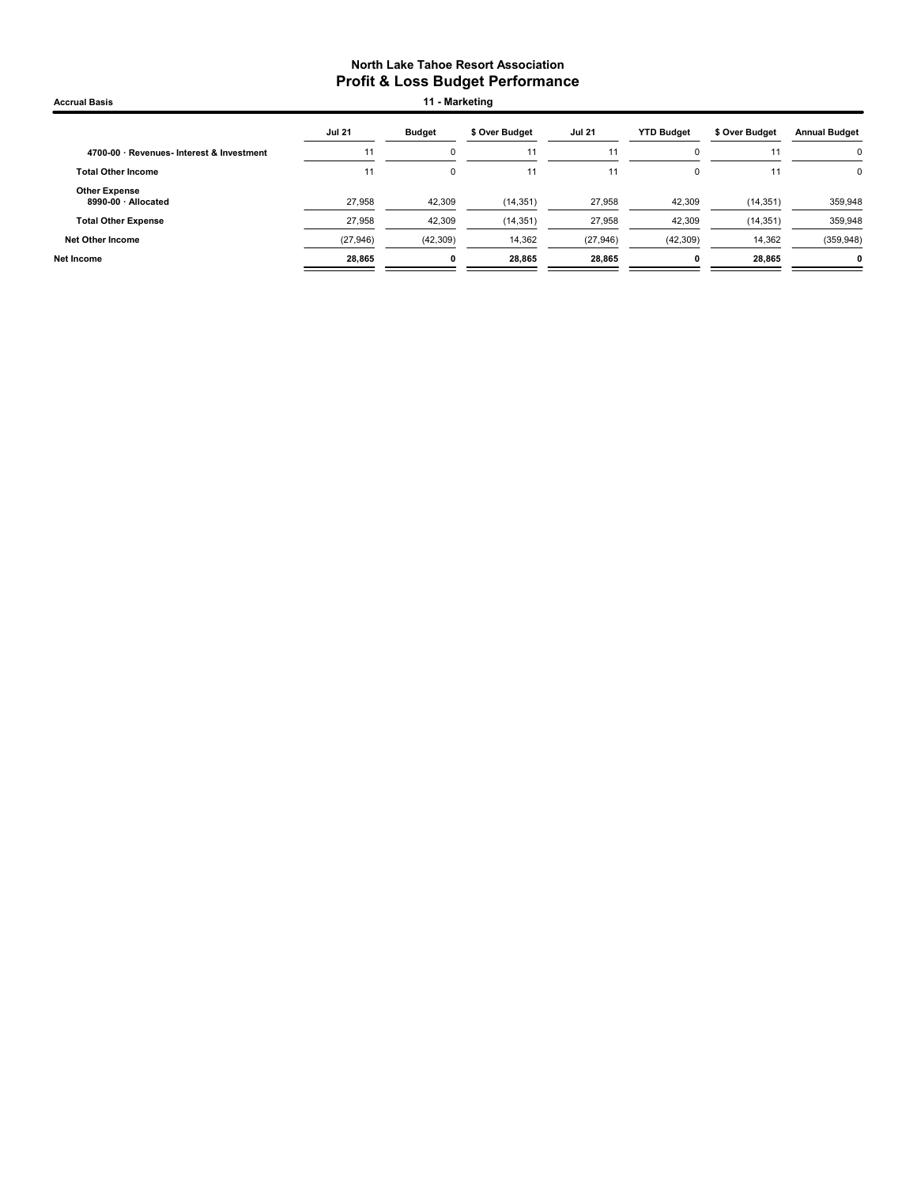# North Lake Tahoe Resort Association
## Profit & Loss Budget Performance

**Accrual Basis** — **11 - Marketing**

| | Jul 21 | Budget | $ Over Budget | Jul 21 | YTD Budget | $ Over Budget | Annual Budget |
|---|---|---|---|---|---|---|---|
| 4700-00 · Revenues- Interest & Investment | 11 | 0 | 11 | 11 | 0 | 11 | 0 |
| **Total Other Income** | 11 | 0 | 11 | 11 | 0 | 11 | 0 |
| **Other Expense** | | | | | | | |
| 8990-00 · Allocated | 27,958 | 42,309 | (14,351) | 27,958 | 42,309 | (14,351) | 359,948 |
| **Total Other Expense** | 27,958 | 42,309 | (14,351) | 27,958 | 42,309 | (14,351) | 359,948 |
| **Net Other Income** | (27,946) | (42,309) | 14,362 | (27,946) | (42,309) | 14,362 | (359,948) |
| **Net Income** | **28,865** | **0** | **28,865** | **28,865** | **0** | **28,865** | **0** |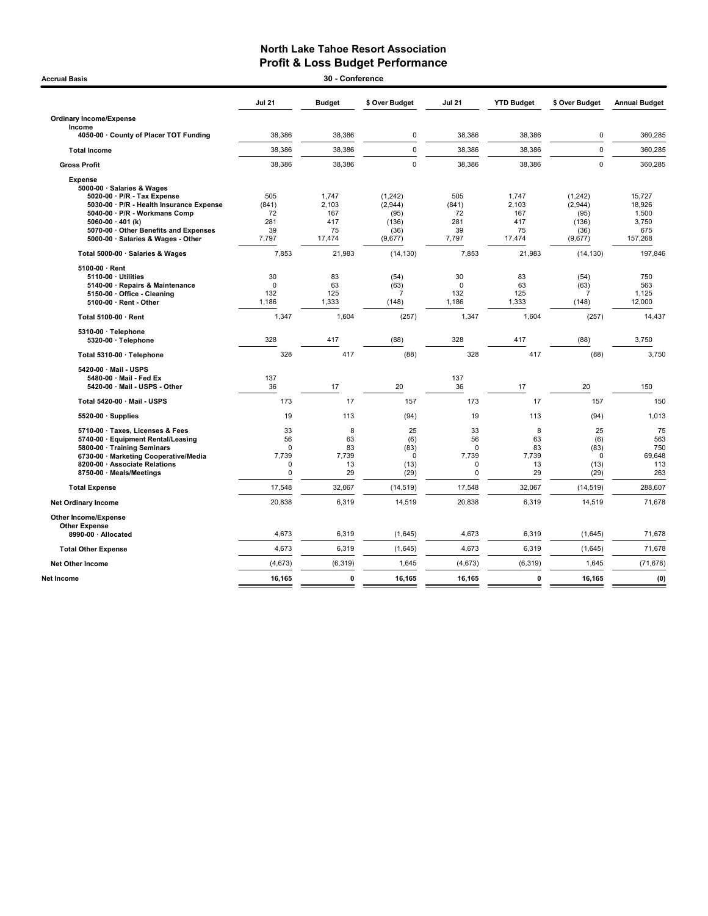# North Lake Tahoe Resort Association
## Profit & Loss Budget Performance

**Accrual Basis** — **30 - Conference**

| | Jul 21 | Budget | $ Over Budget | Jul 21 | YTD Budget | $ Over Budget | Annual Budget |
|---|---|---|---|---|---|---|---|
| **Ordinary Income/Expense** | | | | | | | |
| **Income** | | | | | | | |
| 4050-00 · County of Placer TOT Funding | 38,386 | 38,386 | 0 | 38,386 | 38,386 | 0 | 360,285 |
| **Total Income** | 38,386 | 38,386 | 0 | 38,386 | 38,386 | 0 | 360,285 |
| **Gross Profit** | 38,386 | 38,386 | 0 | 38,386 | 38,386 | 0 | 360,285 |
| **Expense** | | | | | | | |
| 5000-00 · Salaries & Wages | | | | | | | |
| 5020-00 · P/R - Tax Expense | 505 | 1,747 | (1,242) | 505 | 1,747 | (1,242) | 15,727 |
| 5030-00 · P/R - Health Insurance Expense | (841) | 2,103 | (2,944) | (841) | 2,103 | (2,944) | 18,926 |
| 5040-00 · P/R - Workmans Comp | 72 | 167 | (95) | 72 | 167 | (95) | 1,500 |
| 5060-00 · 401 (k) | 281 | 417 | (136) | 281 | 417 | (136) | 3,750 |
| 5070-00 · Other Benefits and Expenses | 39 | 75 | (36) | 39 | 75 | (36) | 675 |
| 5000-00 · Salaries & Wages - Other | 7,797 | 17,474 | (9,677) | 7,797 | 17,474 | (9,677) | 157,268 |
| **Total 5000-00 · Salaries & Wages** | 7,853 | 21,983 | (14,130) | 7,853 | 21,983 | (14,130) | 197,846 |
| 5100-00 · Rent | | | | | | | |
| 5110-00 · Utilities | 30 | 83 | (54) | 30 | 83 | (54) | 750 |
| 5140-00 · Repairs & Maintenance | 0 | 63 | (63) | 0 | 63 | (63) | 563 |
| 5150-00 · Office - Cleaning | 132 | 125 | 7 | 132 | 125 | 7 | 1,125 |
| 5100-00 · Rent - Other | 1,186 | 1,333 | (148) | 1,186 | 1,333 | (148) | 12,000 |
| **Total 5100-00 · Rent** | 1,347 | 1,604 | (257) | 1,347 | 1,604 | (257) | 14,437 |
| 5310-00 · Telephone | | | | | | | |
| 5320-00 · Telephone | 328 | 417 | (88) | 328 | 417 | (88) | 3,750 |
| **Total 5310-00 · Telephone** | 328 | 417 | (88) | 328 | 417 | (88) | 3,750 |
| 5420-00 · Mail - USPS | | | | | | | |
| 5480-00 · Mail - Fed Ex | 137 | | | 137 | | | |
| 5420-00 · Mail - USPS - Other | 36 | 17 | 20 | 36 | 17 | 20 | 150 |
| **Total 5420-00 · Mail - USPS** | 173 | 17 | 157 | 173 | 17 | 157 | 150 |
| 5520-00 · Supplies | 19 | 113 | (94) | 19 | 113 | (94) | 1,013 |
| 5710-00 · Taxes, Licenses & Fees | 33 | 8 | 25 | 33 | 8 | 25 | 75 |
| 5740-00 · Equipment Rental/Leasing | 56 | 63 | (6) | 56 | 63 | (6) | 563 |
| 5800-00 · Training Seminars | 0 | 83 | (83) | 0 | 83 | (83) | 750 |
| 6730-00 · Marketing Cooperative/Media | 7,739 | 7,739 | 0 | 7,739 | 7,739 | 0 | 69,648 |
| 8200-00 · Associate Relations | 0 | 13 | (13) | 0 | 13 | (13) | 113 |
| 8750-00 · Meals/Meetings | 0 | 29 | (29) | 0 | 29 | (29) | 263 |
| **Total Expense** | 17,548 | 32,067 | (14,519) | 17,548 | 32,067 | (14,519) | 288,607 |
| **Net Ordinary Income** | 20,838 | 6,319 | 14,519 | 20,838 | 6,319 | 14,519 | 71,678 |
| **Other Income/Expense** | | | | | | | |
| **Other Expense** | | | | | | | |
| 8990-00 · Allocated | 4,673 | 6,319 | (1,645) | 4,673 | 6,319 | (1,645) | 71,678 |
| **Total Other Expense** | 4,673 | 6,319 | (1,645) | 4,673 | 6,319 | (1,645) | 71,678 |
| **Net Other Income** | (4,673) | (6,319) | 1,645 | (4,673) | (6,319) | 1,645 | (71,678) |
| **Net Income** | **16,165** | **0** | **16,165** | **16,165** | **0** | **16,165** | **(0)** |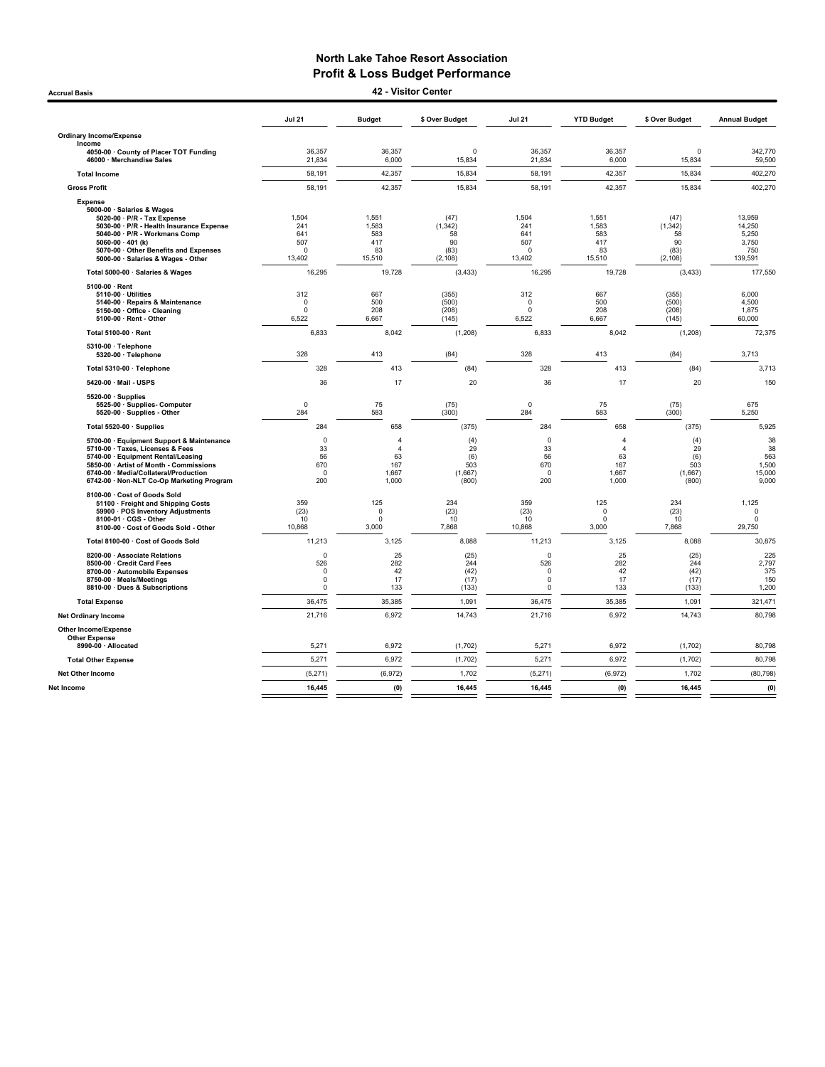# North Lake Tahoe Resort Association
## Profit & Loss Budget Performance

**Accrual Basis**

**42 - Visitor Center**

| | Jul 21 | Budget | $ Over Budget | Jul 21 | YTD Budget | $ Over Budget | Annual Budget |
|---|---|---|---|---|---|---|---|
| **Ordinary Income/Expense** | | | | | | | |
| **Income** | | | | | | | |
| 4050-00 · County of Placer TOT Funding | 36,357 | 36,357 | 0 | 36,357 | 36,357 | 0 | 342,770 |
| 46000 · Merchandise Sales | 21,834 | 6,000 | 15,834 | 21,834 | 6,000 | 15,834 | 59,500 |
| **Total Income** | 58,191 | 42,357 | 15,834 | 58,191 | 42,357 | 15,834 | 402,270 |
| **Gross Profit** | 58,191 | 42,357 | 15,834 | 58,191 | 42,357 | 15,834 | 402,270 |
| **Expense** | | | | | | | |
| 5000-00 · Salaries & Wages | | | | | | | |
| 5020-00 · P/R - Tax Expense | 1,504 | 1,551 | (47) | 1,504 | 1,551 | (47) | 13,959 |
| 5030-00 · P/R - Health Insurance Expense | 241 | 1,583 | (1,342) | 241 | 1,583 | (1,342) | 14,250 |
| 5040-00 · P/R - Workmans Comp | 641 | 583 | 58 | 641 | 583 | 58 | 5,250 |
| 5060-00 · 401 (k) | 507 | 417 | 90 | 507 | 417 | 90 | 3,750 |
| 5070-00 · Other Benefits and Expenses | 0 | 83 | (83) | 0 | 83 | (83) | 750 |
| 5000-00 · Salaries & Wages - Other | 13,402 | 15,510 | (2,108) | 13,402 | 15,510 | (2,108) | 139,591 |
| **Total 5000-00 · Salaries & Wages** | 16,295 | 19,728 | (3,433) | 16,295 | 19,728 | (3,433) | 177,550 |
| 5100-00 · Rent | | | | | | | |
| 5110-00 · Utilities | 312 | 667 | (355) | 312 | 667 | (355) | 6,000 |
| 5140-00 · Repairs & Maintenance | 0 | 500 | (500) | 0 | 500 | (500) | 4,500 |
| 5150-00 · Office - Cleaning | 0 | 208 | (208) | 0 | 208 | (208) | 1,875 |
| 5100-00 · Rent - Other | 6,522 | 6,667 | (145) | 6,522 | 6,667 | (145) | 60,000 |
| **Total 5100-00 · Rent** | 6,833 | 8,042 | (1,208) | 6,833 | 8,042 | (1,208) | 72,375 |
| 5310-00 · Telephone | | | | | | | |
| 5320-00 · Telephone | 328 | 413 | (84) | 328 | 413 | (84) | 3,713 |
| **Total 5310-00 · Telephone** | 328 | 413 | (84) | 328 | 413 | (84) | 3,713 |
| 5420-00 · Mail - USPS | 36 | 17 | 20 | 36 | 17 | 20 | 150 |
| 5520-00 · Supplies | | | | | | | |
| 5525-00 · Supplies- Computer | 0 | 75 | (75) | 0 | 75 | (75) | 675 |
| 5520-00 · Supplies - Other | 284 | 583 | (300) | 284 | 583 | (300) | 5,250 |
| **Total 5520-00 · Supplies** | 284 | 658 | (375) | 284 | 658 | (375) | 5,925 |
| 5700-00 · Equipment Support & Maintenance | 0 | 4 | (4) | 0 | 4 | (4) | 38 |
| 5710-00 · Taxes, Licenses & Fees | 33 | 4 | 29 | 33 | 4 | 29 | 38 |
| 5740-00 · Equipment Rental/Leasing | 56 | 63 | (6) | 56 | 63 | (6) | 563 |
| 5850-00 · Artist of Month - Commissions | 670 | 167 | 503 | 670 | 167 | 503 | 1,500 |
| 6740-00 · Media/Collateral/Production | 0 | 1,667 | (1,667) | 0 | 1,667 | (1,667) | 15,000 |
| 6742-00 · Non-NLT Co-Op Marketing Program | 200 | 1,000 | (800) | 200 | 1,000 | (800) | 9,000 |
| 8100-00 · Cost of Goods Sold | | | | | | | |
| 51100 · Freight and Shipping Costs | 359 | 125 | 234 | 359 | 125 | 234 | 1,125 |
| 59900 · POS Inventory Adjustments | (23) | 0 | (23) | (23) | 0 | (23) | 0 |
| 8100-01 · CGS - Other | 10 | 0 | 10 | 10 | 0 | 10 | 0 |
| 8100-00 · Cost of Goods Sold - Other | 10,868 | 3,000 | 7,868 | 10,868 | 3,000 | 7,868 | 29,750 |
| **Total 8100-00 · Cost of Goods Sold** | 11,213 | 3,125 | 8,088 | 11,213 | 3,125 | 8,088 | 30,875 |
| 8200-00 · Associate Relations | 0 | 25 | (25) | 0 | 25 | (25) | 225 |
| 8500-00 · Credit Card Fees | 526 | 282 | 244 | 526 | 282 | 244 | 2,797 |
| 8700-00 · Automobile Expenses | 0 | 42 | (42) | 0 | 42 | (42) | 375 |
| 8750-00 · Meals/Meetings | 0 | 17 | (17) | 0 | 17 | (17) | 150 |
| 8810-00 · Dues & Subscriptions | 0 | 133 | (133) | 0 | 133 | (133) | 1,200 |
| **Total Expense** | 36,475 | 35,385 | 1,091 | 36,475 | 35,385 | 1,091 | 321,471 |
| **Net Ordinary Income** | 21,716 | 6,972 | 14,743 | 21,716 | 6,972 | 14,743 | 80,798 |
| **Other Income/Expense** | | | | | | | |
| **Other Expense** | | | | | | | |
| 8990-00 · Allocated | 5,271 | 6,972 | (1,702) | 5,271 | 6,972 | (1,702) | 80,798 |
| **Total Other Expense** | 5,271 | 6,972 | (1,702) | 5,271 | 6,972 | (1,702) | 80,798 |
| **Net Other Income** | (5,271) | (6,972) | 1,702 | (5,271) | (6,972) | 1,702 | (80,798) |
| **Net Income** | **16,445** | **(0)** | **16,445** | **16,445** | **(0)** | **16,445** | **(0)** |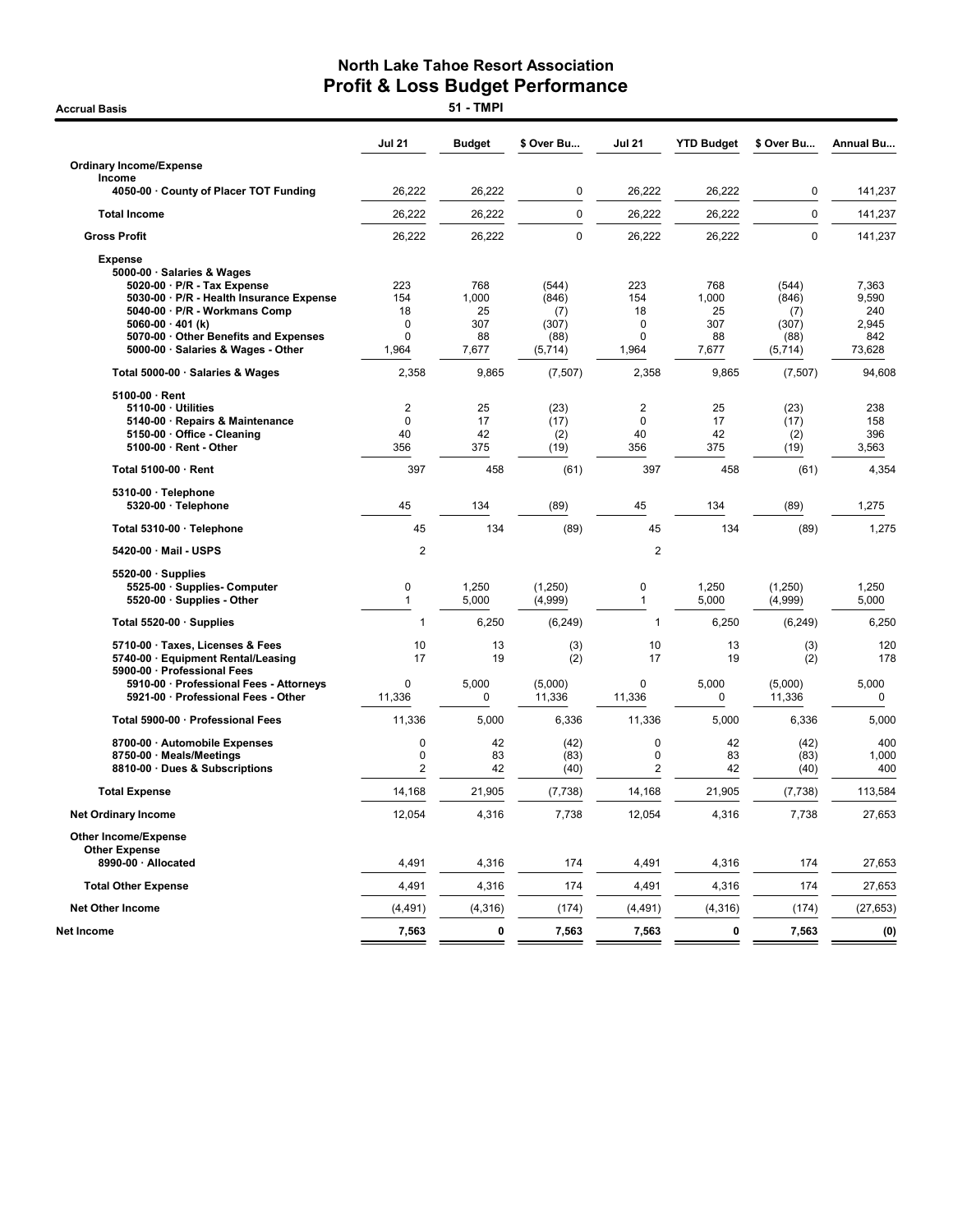# North Lake Tahoe Resort Association
## Profit & Loss Budget Performance

**Accrual Basis** — **51 - TMPI**

| | Jul 21 | Budget | $ Over Bu... | Jul 21 | YTD Budget | $ Over Bu... | Annual Bu... |
|---|---|---|---|---|---|---|---|
| **Ordinary Income/Expense** | | | | | | | |
| **Income** | | | | | | | |
| 4050-00 · County of Placer TOT Funding | 26,222 | 26,222 | 0 | 26,222 | 26,222 | 0 | 141,237 |
| **Total Income** | 26,222 | 26,222 | 0 | 26,222 | 26,222 | 0 | 141,237 |
| **Gross Profit** | 26,222 | 26,222 | 0 | 26,222 | 26,222 | 0 | 141,237 |
| **Expense** | | | | | | | |
| 5000-00 · Salaries & Wages | | | | | | | |
| 5020-00 · P/R - Tax Expense | 223 | 768 | (544) | 223 | 768 | (544) | 7,363 |
| 5030-00 · P/R - Health Insurance Expense | 154 | 1,000 | (846) | 154 | 1,000 | (846) | 9,590 |
| 5040-00 · P/R - Workmans Comp | 18 | 25 | (7) | 18 | 25 | (7) | 240 |
| 5060-00 · 401 (k) | 0 | 307 | (307) | 0 | 307 | (307) | 2,945 |
| 5070-00 · Other Benefits and Expenses | 0 | 88 | (88) | 0 | 88 | (88) | 842 |
| 5000-00 · Salaries & Wages - Other | 1,964 | 7,677 | (5,714) | 1,964 | 7,677 | (5,714) | 73,628 |
| Total 5000-00 · Salaries & Wages | 2,358 | 9,865 | (7,507) | 2,358 | 9,865 | (7,507) | 94,608 |
| 5100-00 · Rent | | | | | | | |
| 5110-00 · Utilities | 2 | 25 | (23) | 2 | 25 | (23) | 238 |
| 5140-00 · Repairs & Maintenance | 0 | 17 | (17) | 0 | 17 | (17) | 158 |
| 5150-00 · Office - Cleaning | 40 | 42 | (2) | 40 | 42 | (2) | 396 |
| 5100-00 · Rent - Other | 356 | 375 | (19) | 356 | 375 | (19) | 3,563 |
| Total 5100-00 · Rent | 397 | 458 | (61) | 397 | 458 | (61) | 4,354 |
| 5310-00 · Telephone | | | | | | | |
| 5320-00 · Telephone | 45 | 134 | (89) | 45 | 134 | (89) | 1,275 |
| Total 5310-00 · Telephone | 45 | 134 | (89) | 45 | 134 | (89) | 1,275 |
| 5420-00 · Mail - USPS | 2 | | | 2 | | | |
| 5520-00 · Supplies | | | | | | | |
| 5525-00 · Supplies- Computer | 0 | 1,250 | (1,250) | 0 | 1,250 | (1,250) | 1,250 |
| 5520-00 · Supplies - Other | 1 | 5,000 | (4,999) | 1 | 5,000 | (4,999) | 5,000 |
| Total 5520-00 · Supplies | 1 | 6,250 | (6,249) | 1 | 6,250 | (6,249) | 6,250 |
| 5710-00 · Taxes, Licenses & Fees | 10 | 13 | (3) | 10 | 13 | (3) | 120 |
| 5740-00 · Equipment Rental/Leasing | 17 | 19 | (2) | 17 | 19 | (2) | 178 |
| 5900-00 · Professional Fees | | | | | | | |
| 5910-00 · Professional Fees - Attorneys | 0 | 5,000 | (5,000) | 0 | 5,000 | (5,000) | 5,000 |
| 5921-00 · Professional Fees - Other | 11,336 | 0 | 11,336 | 11,336 | 0 | 11,336 | 0 |
| Total 5900-00 · Professional Fees | 11,336 | 5,000 | 6,336 | 11,336 | 5,000 | 6,336 | 5,000 |
| 8700-00 · Automobile Expenses | 0 | 42 | (42) | 0 | 42 | (42) | 400 |
| 8750-00 · Meals/Meetings | 0 | 83 | (83) | 0 | 83 | (83) | 1,000 |
| 8810-00 · Dues & Subscriptions | 2 | 42 | (40) | 2 | 42 | (40) | 400 |
| **Total Expense** | 14,168 | 21,905 | (7,738) | 14,168 | 21,905 | (7,738) | 113,584 |
| **Net Ordinary Income** | 12,054 | 4,316 | 7,738 | 12,054 | 4,316 | 7,738 | 27,653 |
| **Other Income/Expense** | | | | | | | |
| **Other Expense** | | | | | | | |
| 8990-00 · Allocated | 4,491 | 4,316 | 174 | 4,491 | 4,316 | 174 | 27,653 |
| **Total Other Expense** | 4,491 | 4,316 | 174 | 4,491 | 4,316 | 174 | 27,653 |
| **Net Other Income** | (4,491) | (4,316) | (174) | (4,491) | (4,316) | (174) | (27,653) |
| **Net Income** | **7,563** | **0** | **7,563** | **7,563** | **0** | **7,563** | **(0)** |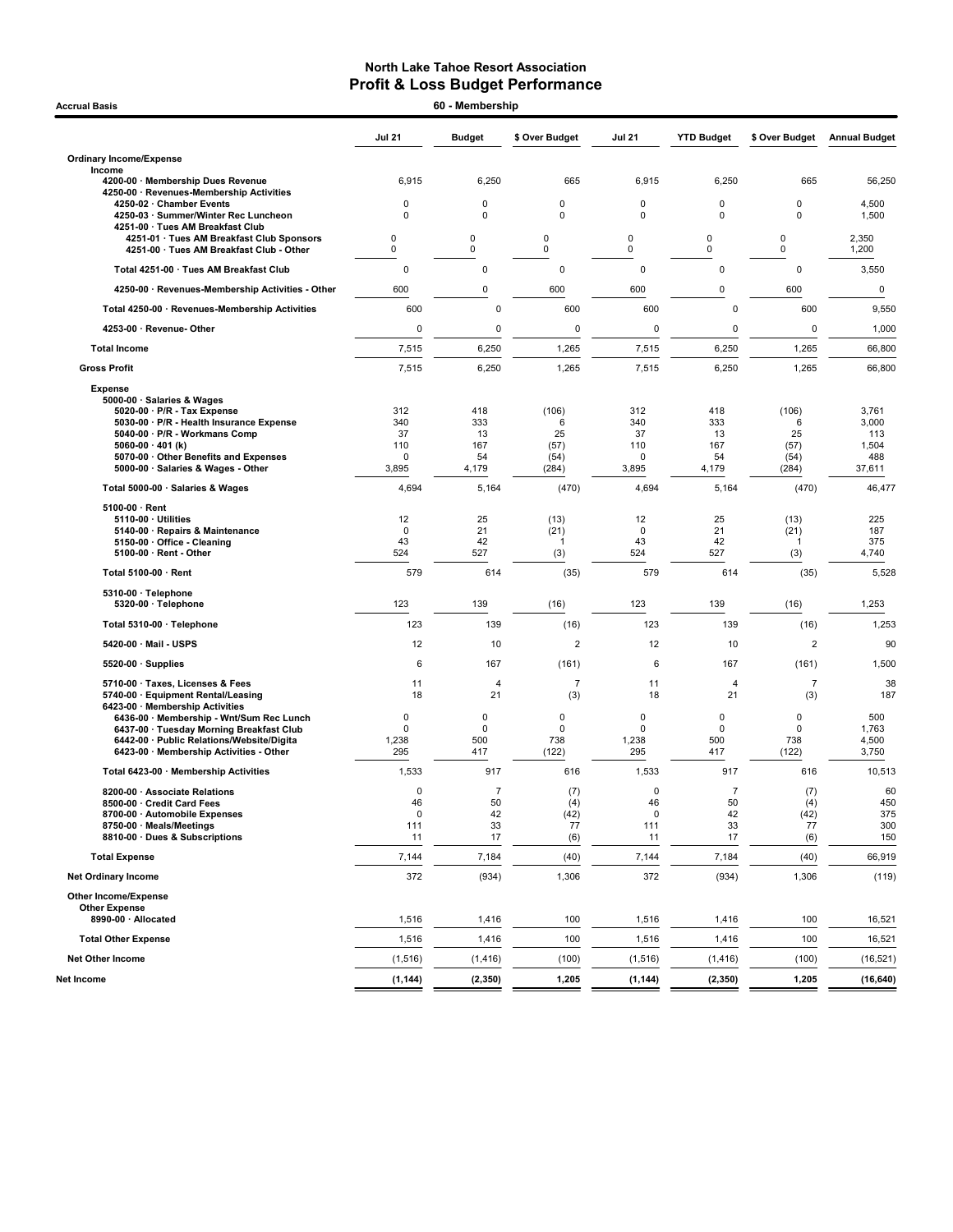# North Lake Tahoe Resort Association
## Profit & Loss Budget Performance

**Accrual Basis** — **60 - Membership**

| | Jul 21 | Budget | $ Over Budget | Jul 21 | YTD Budget | $ Over Budget | Annual Budget |
|---|---|---|---|---|---|---|---|
| **Ordinary Income/Expense** | | | | | | | |
| **Income** | | | | | | | |
| 4200-00 · Membership Dues Revenue | 6,915 | 6,250 | 665 | 6,915 | 6,250 | 665 | 56,250 |
| 4250-00 · Revenues-Membership Activities | | | | | | | |
| 4250-02 · Chamber Events | 0 | 0 | 0 | 0 | 0 | 0 | 4,500 |
| 4250-03 · Summer/Winter Rec Luncheon | 0 | 0 | 0 | 0 | 0 | 0 | 1,500 |
| 4251-00 · Tues AM Breakfast Club | | | | | | | |
| 4251-01 · Tues AM Breakfast Club Sponsors | 0 | 0 | 0 | 0 | 0 | 0 | 2,350 |
| 4251-00 · Tues AM Breakfast Club - Other | 0 | 0 | 0 | 0 | 0 | 0 | 1,200 |
| Total 4251-00 · Tues AM Breakfast Club | 0 | 0 | 0 | 0 | 0 | 0 | 3,550 |
| 4250-00 · Revenues-Membership Activities - Other | 600 | 0 | 600 | 600 | 0 | 600 | 0 |
| Total 4250-00 · Revenues-Membership Activities | 600 | 0 | 600 | 600 | 0 | 600 | 9,550 |
| 4253-00 · Revenue- Other | 0 | 0 | 0 | 0 | 0 | 0 | 1,000 |
| **Total Income** | 7,515 | 6,250 | 1,265 | 7,515 | 6,250 | 1,265 | 66,800 |
| **Gross Profit** | 7,515 | 6,250 | 1,265 | 7,515 | 6,250 | 1,265 | 66,800 |
| **Expense** | | | | | | | |
| 5000-00 · Salaries & Wages | | | | | | | |
| 5020-00 · P/R - Tax Expense | 312 | 418 | (106) | 312 | 418 | (106) | 3,761 |
| 5030-00 · P/R - Health Insurance Expense | 340 | 333 | 6 | 340 | 333 | 6 | 3,000 |
| 5040-00 · P/R - Workmans Comp | 37 | 13 | 25 | 37 | 13 | 25 | 113 |
| 5060-00 · 401 (k) | 110 | 167 | (57) | 110 | 167 | (57) | 1,504 |
| 5070-00 · Other Benefits and Expenses | 0 | 54 | (54) | 0 | 54 | (54) | 488 |
| 5000-00 · Salaries & Wages - Other | 3,895 | 4,179 | (284) | 3,895 | 4,179 | (284) | 37,611 |
| Total 5000-00 · Salaries & Wages | 4,694 | 5,164 | (470) | 4,694 | 5,164 | (470) | 46,477 |
| 5100-00 · Rent | | | | | | | |
| 5110-00 · Utilities | 12 | 25 | (13) | 12 | 25 | (13) | 225 |
| 5140-00 · Repairs & Maintenance | 0 | 21 | (21) | 0 | 21 | (21) | 187 |
| 5150-00 · Office - Cleaning | 43 | 42 | 1 | 43 | 42 | 1 | 375 |
| 5100-00 · Rent - Other | 524 | 527 | (3) | 524 | 527 | (3) | 4,740 |
| Total 5100-00 · Rent | 579 | 614 | (35) | 579 | 614 | (35) | 5,528 |
| 5310-00 · Telephone | | | | | | | |
| 5320-00 · Telephone | 123 | 139 | (16) | 123 | 139 | (16) | 1,253 |
| Total 5310-00 · Telephone | 123 | 139 | (16) | 123 | 139 | (16) | 1,253 |
| 5420-00 · Mail - USPS | 12 | 10 | 2 | 12 | 10 | 2 | 90 |
| 5520-00 · Supplies | 6 | 167 | (161) | 6 | 167 | (161) | 1,500 |
| 5710-00 · Taxes, Licenses & Fees | 11 | 4 | 7 | 11 | 4 | 7 | 38 |
| 5740-00 · Equipment Rental/Leasing | 18 | 21 | (3) | 18 | 21 | (3) | 187 |
| 6423-00 · Membership Activities | | | | | | | |
| 6436-00 · Membership - Wnt/Sum Rec Lunch | 0 | 0 | 0 | 0 | 0 | 0 | 500 |
| 6437-00 · Tuesday Morning Breakfast Club | 0 | 0 | 0 | 0 | 0 | 0 | 1,763 |
| 6442-00 · Public Relations/Website/Digita | 1,238 | 500 | 738 | 1,238 | 500 | 738 | 4,500 |
| 6423-00 · Membership Activities - Other | 295 | 417 | (122) | 295 | 417 | (122) | 3,750 |
| Total 6423-00 · Membership Activities | 1,533 | 917 | 616 | 1,533 | 917 | 616 | 10,513 |
| 8200-00 · Associate Relations | 0 | 7 | (7) | 0 | 7 | (7) | 60 |
| 8500-00 · Credit Card Fees | 46 | 50 | (4) | 46 | 50 | (4) | 450 |
| 8700-00 · Automobile Expenses | 0 | 42 | (42) | 0 | 42 | (42) | 375 |
| 8750-00 · Meals/Meetings | 111 | 33 | 77 | 111 | 33 | 77 | 300 |
| 8810-00 · Dues & Subscriptions | 11 | 17 | (6) | 11 | 17 | (6) | 150 |
| **Total Expense** | 7,144 | 7,184 | (40) | 7,144 | 7,184 | (40) | 66,919 |
| **Net Ordinary Income** | 372 | (934) | 1,306 | 372 | (934) | 1,306 | (119) |
| **Other Income/Expense** | | | | | | | |
| **Other Expense** | | | | | | | |
| 8990-00 · Allocated | 1,516 | 1,416 | 100 | 1,516 | 1,416 | 100 | 16,521 |
| **Total Other Expense** | 1,516 | 1,416 | 100 | 1,516 | 1,416 | 100 | 16,521 |
| **Net Other Income** | (1,516) | (1,416) | (100) | (1,516) | (1,416) | (100) | (16,521) |
| **Net Income** | **(1,144)** | **(2,350)** | **1,205** | **(1,144)** | **(2,350)** | **1,205** | **(16,640)** |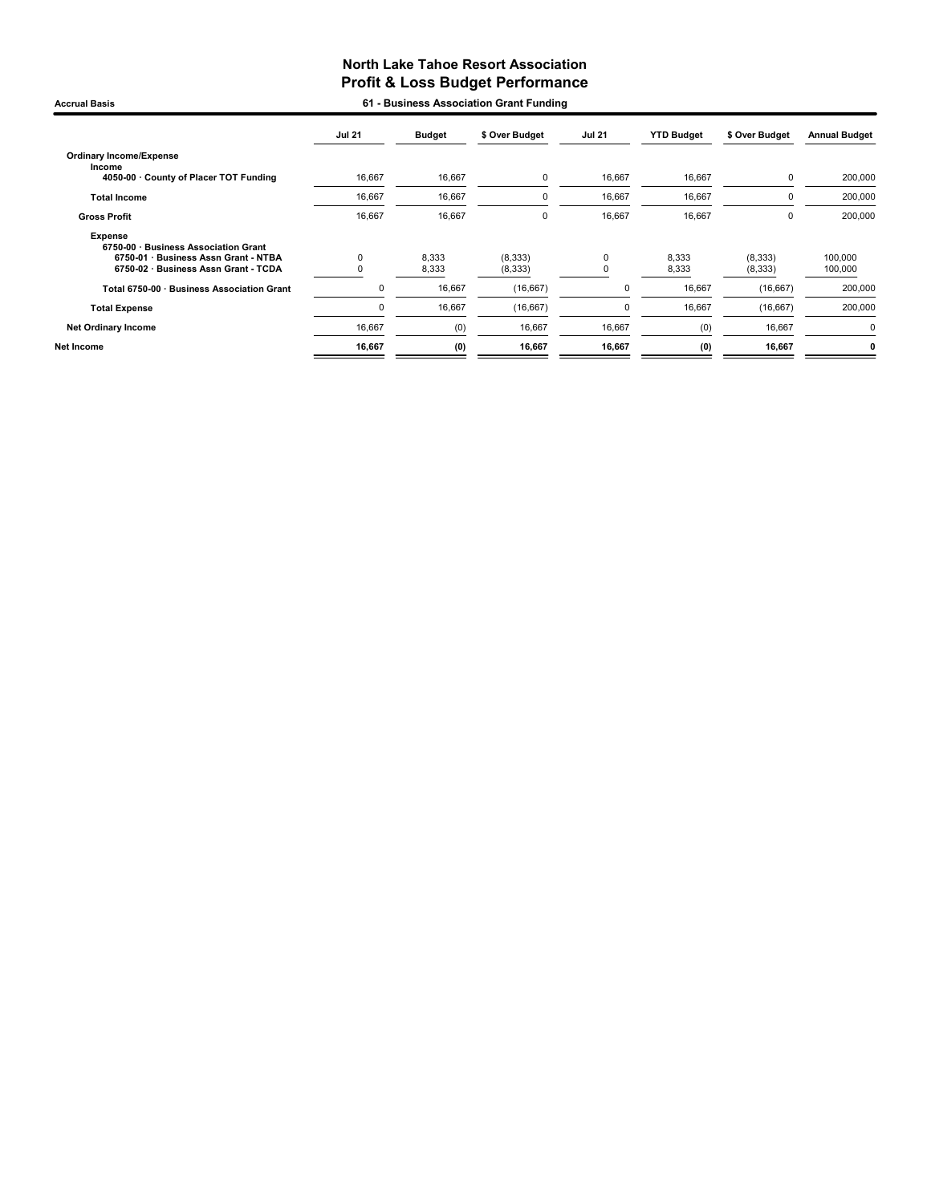# North Lake Tahoe Resort Association
## Profit & Loss Budget Performance

**Accrual Basis** — **61 - Business Association Grant Funding**

| | Jul 21 | Budget | $ Over Budget | Jul 21 | YTD Budget | $ Over Budget | Annual Budget |
|---|---|---|---|---|---|---|---|
| **Ordinary Income/Expense** | | | | | | | |
| **Income** | | | | | | | |
| **4050-00 · County of Placer TOT Funding** | 16,667 | 16,667 | 0 | 16,667 | 16,667 | 0 | 200,000 |
| **Total Income** | 16,667 | 16,667 | 0 | 16,667 | 16,667 | 0 | 200,000 |
| **Gross Profit** | 16,667 | 16,667 | 0 | 16,667 | 16,667 | 0 | 200,000 |
| **Expense** | | | | | | | |
| **6750-00 · Business Association Grant** | | | | | | | |
| **6750-01 · Business Assn Grant - NTBA** | 0 | 8,333 | (8,333) | 0 | 8,333 | (8,333) | 100,000 |
| **6750-02 · Business Assn Grant - TCDA** | 0 | 8,333 | (8,333) | 0 | 8,333 | (8,333) | 100,000 |
| **Total 6750-00 · Business Association Grant** | 0 | 16,667 | (16,667) | 0 | 16,667 | (16,667) | 200,000 |
| **Total Expense** | 0 | 16,667 | (16,667) | 0 | 16,667 | (16,667) | 200,000 |
| **Net Ordinary Income** | 16,667 | (0) | 16,667 | 16,667 | (0) | 16,667 | 0 |
| **Net Income** | **16,667** | **(0)** | **16,667** | **16,667** | **(0)** | **16,667** | **0** |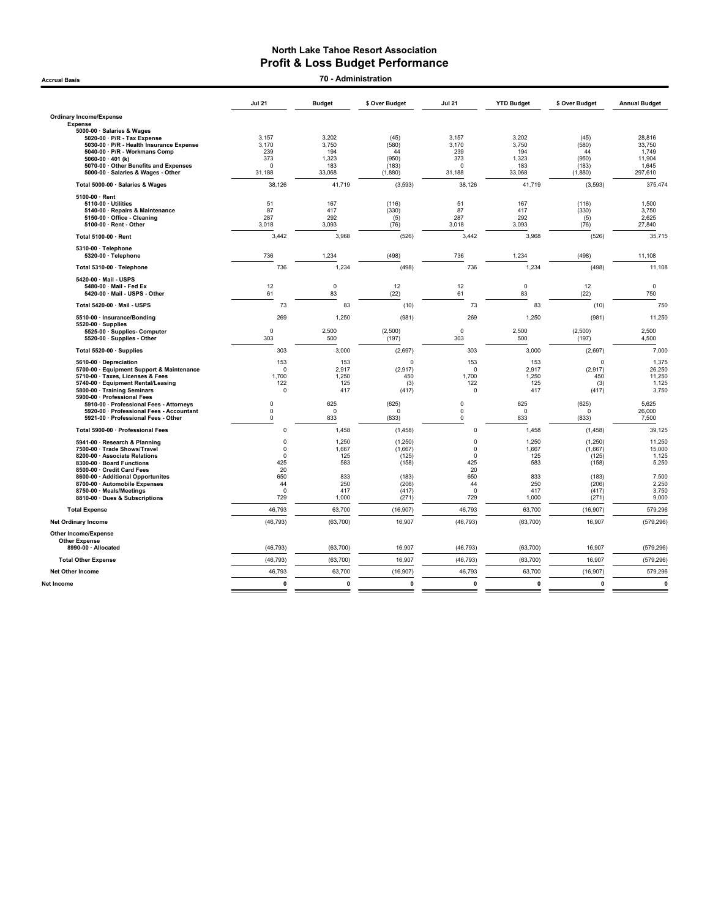# North Lake Tahoe Resort Association
## Profit & Loss Budget Performance

**Accrual Basis** — **70 - Administration**

| | Jul 21 | Budget | $ Over Budget | Jul 21 | YTD Budget | $ Over Budget | Annual Budget |
|---|---|---|---|---|---|---|---|
| **Ordinary Income/Expense** | | | | | | | |
| **Expense** | | | | | | | |
| **5000-00 · Salaries & Wages** | | | | | | | |
| 5020-00 · P/R - Tax Expense | 3,157 | 3,202 | (45) | 3,157 | 3,202 | (45) | 28,816 |
| 5030-00 · P/R - Health Insurance Expense | 3,170 | 3,750 | (580) | 3,170 | 3,750 | (580) | 33,750 |
| 5040-00 · P/R - Workmans Comp | 239 | 194 | 44 | 239 | 194 | 44 | 1,749 |
| 5060-00 · 401 (k) | 373 | 1,323 | (950) | 373 | 1,323 | (950) | 11,904 |
| 5070-00 · Other Benefits and Expenses | 0 | 183 | (183) | 0 | 183 | (183) | 1,645 |
| 5000-00 · Salaries & Wages - Other | 31,188 | 33,068 | (1,880) | 31,188 | 33,068 | (1,880) | 297,610 |
| **Total 5000-00 · Salaries & Wages** | 38,126 | 41,719 | (3,593) | 38,126 | 41,719 | (3,593) | 375,474 |
| **5100-00 · Rent** | | | | | | | |
| 5110-00 · Utilities | 51 | 167 | (116) | 51 | 167 | (116) | 1,500 |
| 5140-00 · Repairs & Maintenance | 87 | 417 | (330) | 87 | 417 | (330) | 3,750 |
| 5150-00 · Office - Cleaning | 287 | 292 | (5) | 287 | 292 | (5) | 2,625 |
| 5100-00 · Rent - Other | 3,018 | 3,093 | (76) | 3,018 | 3,093 | (76) | 27,840 |
| **Total 5100-00 · Rent** | 3,442 | 3,968 | (526) | 3,442 | 3,968 | (526) | 35,715 |
| **5310-00 · Telephone** | | | | | | | |
| 5320-00 · Telephone | 736 | 1,234 | (498) | 736 | 1,234 | (498) | 11,108 |
| **Total 5310-00 · Telephone** | 736 | 1,234 | (498) | 736 | 1,234 | (498) | 11,108 |
| **5420-00 · Mail - USPS** | | | | | | | |
| 5480-00 · Mail - Fed Ex | 12 | 0 | 12 | 12 | 0 | 12 | 0 |
| 5420-00 · Mail - USPS - Other | 61 | 83 | (22) | 61 | 83 | (22) | 750 |
| **Total 5420-00 · Mail - USPS** | 73 | 83 | (10) | 73 | 83 | (10) | 750 |
| 5510-00 · Insurance/Bonding | 269 | 1,250 | (981) | 269 | 1,250 | (981) | 11,250 |
| **5520-00 · Supplies** | | | | | | | |
| 5525-00 · Supplies- Computer | 0 | 2,500 | (2,500) | 0 | 2,500 | (2,500) | 2,500 |
| 5520-00 · Supplies - Other | 303 | 500 | (197) | 303 | 500 | (197) | 4,500 |
| **Total 5520-00 · Supplies** | 303 | 3,000 | (2,697) | 303 | 3,000 | (2,697) | 7,000 |
| 5610-00 · Depreciation | 153 | 153 | 0 | 153 | 153 | 0 | 1,375 |
| 5700-00 · Equipment Support & Maintenance | 0 | 2,917 | (2,917) | 0 | 2,917 | (2,917) | 26,250 |
| 5710-00 · Taxes, Licenses & Fees | 1,700 | 1,250 | 450 | 1,700 | 1,250 | 450 | 11,250 |
| 5740-00 · Equipment Rental/Leasing | 122 | 125 | (3) | 122 | 125 | (3) | 1,125 |
| 5800-00 · Training Seminars | 0 | 417 | (417) | 0 | 417 | (417) | 3,750 |
| **5900-00 · Professional Fees** | | | | | | | |
| 5910-00 · Professional Fees - Attorneys | 0 | 625 | (625) | 0 | 625 | (625) | 5,625 |
| 5920-00 · Professional Fees - Accountant | 0 | 0 | 0 | 0 | 0 | 0 | 26,000 |
| 5921-00 · Professional Fees - Other | 0 | 833 | (833) | 0 | 833 | (833) | 7,500 |
| **Total 5900-00 · Professional Fees** | 0 | 1,458 | (1,458) | 0 | 1,458 | (1,458) | 39,125 |
| 5941-00 · Research & Planning | 0 | 1,250 | (1,250) | 0 | 1,250 | (1,250) | 11,250 |
| 7500-00 · Trade Shows/Travel | 0 | 1,667 | (1,667) | 0 | 1,667 | (1,667) | 15,000 |
| 8200-00 · Associate Relations | 0 | 125 | (125) | 0 | 125 | (125) | 1,125 |
| 8300-00 · Board Functions | 425 | 583 | (158) | 425 | 583 | (158) | 5,250 |
| 8500-00 · Credit Card Fees | 20 | | | 20 | | | |
| 8600-00 · Additional Opportunites | 650 | 833 | (183) | 650 | 833 | (183) | 7,500 |
| 8700-00 · Automobile Expenses | 44 | 250 | (206) | 44 | 250 | (206) | 2,250 |
| 8750-00 · Meals/Meetings | 0 | 417 | (417) | 0 | 417 | (417) | 3,750 |
| 8810-00 · Dues & Subscriptions | 729 | 1,000 | (271) | 729 | 1,000 | (271) | 9,000 |
| **Total Expense** | 46,793 | 63,700 | (16,907) | 46,793 | 63,700 | (16,907) | 579,296 |
| **Net Ordinary Income** | (46,793) | (63,700) | 16,907 | (46,793) | (63,700) | 16,907 | (579,296) |
| **Other Income/Expense** | | | | | | | |
| **Other Expense** | | | | | | | |
| 8990-00 · Allocated | (46,793) | (63,700) | 16,907 | (46,793) | (63,700) | 16,907 | (579,296) |
| **Total Other Expense** | (46,793) | (63,700) | 16,907 | (46,793) | (63,700) | 16,907 | (579,296) |
| **Net Other Income** | 46,793 | 63,700 | (16,907) | 46,793 | 63,700 | (16,907) | 579,296 |
| **Net Income** | **0** | **0** | **0** | **0** | **0** | **0** | **0** |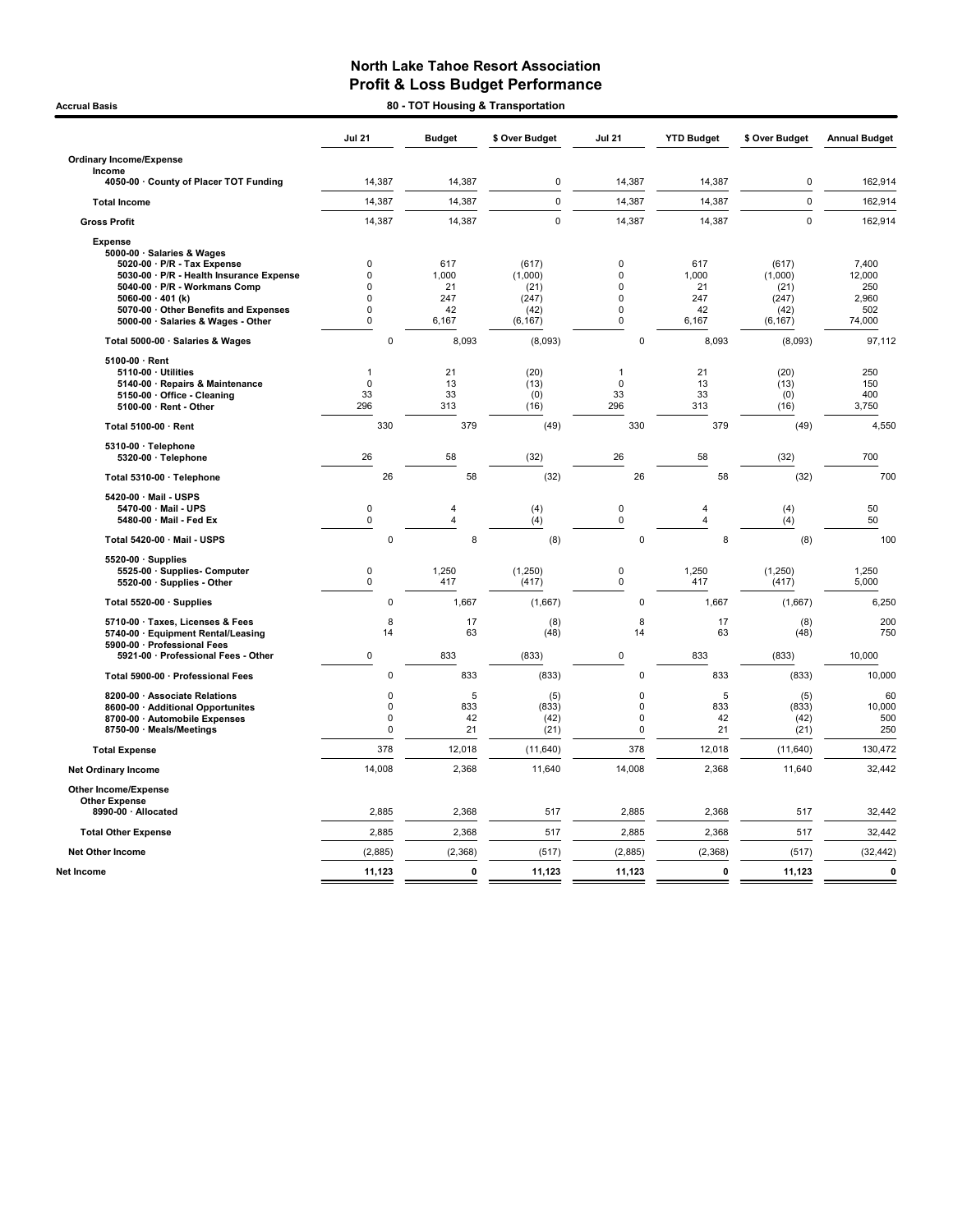# North Lake Tahoe Resort Association
## Profit & Loss Budget Performance

**Accrual Basis** — **80 - TOT Housing & Transportation**

| | Jul 21 | Budget | $ Over Budget | Jul 21 | YTD Budget | $ Over Budget | Annual Budget |
|---|---|---|---|---|---|---|---|
| **Ordinary Income/Expense** | | | | | | | |
| **Income** | | | | | | | |
| 4050-00 · County of Placer TOT Funding | 14,387 | 14,387 | 0 | 14,387 | 14,387 | 0 | 162,914 |
| **Total Income** | 14,387 | 14,387 | 0 | 14,387 | 14,387 | 0 | 162,914 |
| **Gross Profit** | 14,387 | 14,387 | 0 | 14,387 | 14,387 | 0 | 162,914 |
| **Expense** | | | | | | | |
| 5000-00 · Salaries & Wages | | | | | | | |
| 5020-00 · P/R - Tax Expense | 0 | 617 | (617) | 0 | 617 | (617) | 7,400 |
| 5030-00 · P/R - Health Insurance Expense | 0 | 1,000 | (1,000) | 0 | 1,000 | (1,000) | 12,000 |
| 5040-00 · P/R - Workmans Comp | 0 | 21 | (21) | 0 | 21 | (21) | 250 |
| 5060-00 · 401 (k) | 0 | 247 | (247) | 0 | 247 | (247) | 2,960 |
| 5070-00 · Other Benefits and Expenses | 0 | 42 | (42) | 0 | 42 | (42) | 502 |
| 5000-00 · Salaries & Wages - Other | 0 | 6,167 | (6,167) | 0 | 6,167 | (6,167) | 74,000 |
| Total 5000-00 · Salaries & Wages | 0 | 8,093 | (8,093) | 0 | 8,093 | (8,093) | 97,112 |
| 5100-00 · Rent | | | | | | | |
| 5110-00 · Utilities | 1 | 21 | (20) | 1 | 21 | (20) | 250 |
| 5140-00 · Repairs & Maintenance | 0 | 13 | (13) | 0 | 13 | (13) | 150 |
| 5150-00 · Office - Cleaning | 33 | 33 | (0) | 33 | 33 | (0) | 400 |
| 5100-00 · Rent - Other | 296 | 313 | (16) | 296 | 313 | (16) | 3,750 |
| Total 5100-00 · Rent | 330 | 379 | (49) | 330 | 379 | (49) | 4,550 |
| 5310-00 · Telephone | | | | | | | |
| 5320-00 · Telephone | 26 | 58 | (32) | 26 | 58 | (32) | 700 |
| Total 5310-00 · Telephone | 26 | 58 | (32) | 26 | 58 | (32) | 700 |
| 5420-00 · Mail - USPS | | | | | | | |
| 5470-00 · Mail - UPS | 0 | 4 | (4) | 0 | 4 | (4) | 50 |
| 5480-00 · Mail - Fed Ex | 0 | 4 | (4) | 0 | 4 | (4) | 50 |
| Total 5420-00 · Mail - USPS | 0 | 8 | (8) | 0 | 8 | (8) | 100 |
| 5520-00 · Supplies | | | | | | | |
| 5525-00 · Supplies- Computer | 0 | 1,250 | (1,250) | 0 | 1,250 | (1,250) | 1,250 |
| 5520-00 · Supplies - Other | 0 | 417 | (417) | 0 | 417 | (417) | 5,000 |
| Total 5520-00 · Supplies | 0 | 1,667 | (1,667) | 0 | 1,667 | (1,667) | 6,250 |
| 5710-00 · Taxes, Licenses & Fees | 8 | 17 | (8) | 8 | 17 | (8) | 200 |
| 5740-00 · Equipment Rental/Leasing | 14 | 63 | (48) | 14 | 63 | (48) | 750 |
| 5900-00 · Professional Fees | | | | | | | |
| 5921-00 · Professional Fees - Other | 0 | 833 | (833) | 0 | 833 | (833) | 10,000 |
| Total 5900-00 · Professional Fees | 0 | 833 | (833) | 0 | 833 | (833) | 10,000 |
| 8200-00 · Associate Relations | 0 | 5 | (5) | 0 | 5 | (5) | 60 |
| 8600-00 · Additional Opportunites | 0 | 833 | (833) | 0 | 833 | (833) | 10,000 |
| 8700-00 · Automobile Expenses | 0 | 42 | (42) | 0 | 42 | (42) | 500 |
| 8750-00 · Meals/Meetings | 0 | 21 | (21) | 0 | 21 | (21) | 250 |
| **Total Expense** | 378 | 12,018 | (11,640) | 378 | 12,018 | (11,640) | 130,472 |
| **Net Ordinary Income** | 14,008 | 2,368 | 11,640 | 14,008 | 2,368 | 11,640 | 32,442 |
| **Other Income/Expense** | | | | | | | |
| **Other Expense** | | | | | | | |
| 8990-00 · Allocated | 2,885 | 2,368 | 517 | 2,885 | 2,368 | 517 | 32,442 |
| **Total Other Expense** | 2,885 | 2,368 | 517 | 2,885 | 2,368 | 517 | 32,442 |
| **Net Other Income** | (2,885) | (2,368) | (517) | (2,885) | (2,368) | (517) | (32,442) |
| **Net Income** | **11,123** | **0** | **11,123** | **11,123** | **0** | **11,123** | **0** |